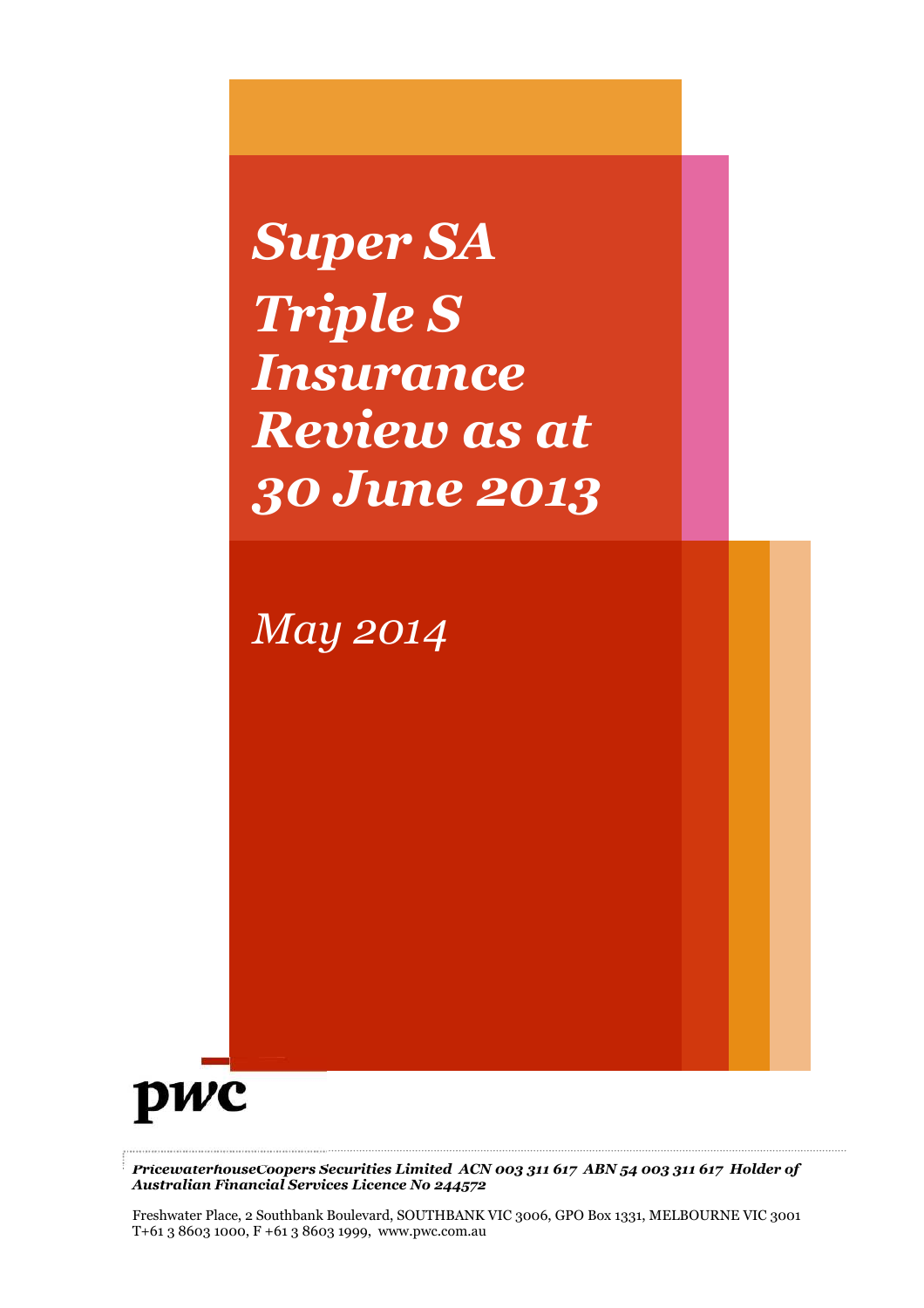# *Super SA Triple S Insurance Review as at 30 June 2013*

*May 2014*

pwc

***PricewaterhouseCoopers Securities Limited ACN 003 311 617 ABN 54 003 311 617 Holder of Australian Financial Services Licence No 244572***

Freshwater Place, 2 Southbank Boulevard, SOUTHBANK VIC 3006, GPO Box 1331, MELBOURNE VIC 3001
T+61 3 8603 1000, F +61 3 8603 1999, www.pwc.com.au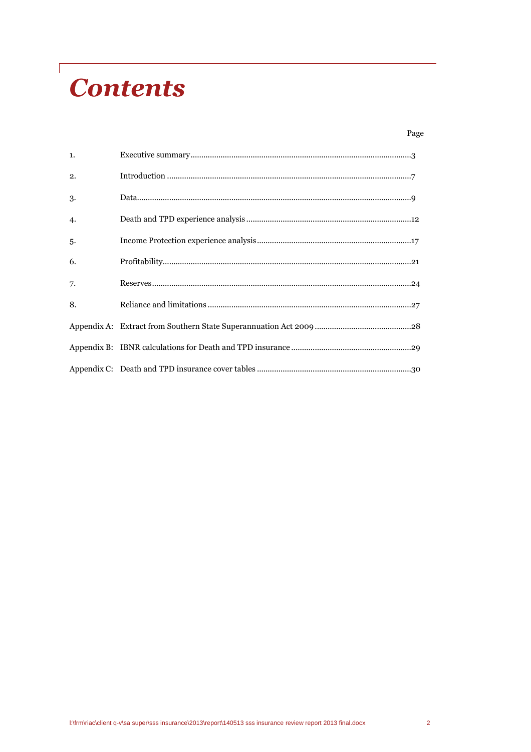# Contents

| | | Page |
|---|---|---|
| 1. | Executive summary | 3 |
| 2. | Introduction | 7 |
| 3. | Data | 9 |
| 4. | Death and TPD experience analysis | 12 |
| 5. | Income Protection experience analysis | 17 |
| 6. | Profitability | 21 |
| 7. | Reserves | 24 |
| 8. | Reliance and limitations | 27 |
| Appendix A: | Extract from Southern State Superannuation Act 2009 | 28 |
| Appendix B: | IBNR calculations for Death and TPD insurance | 29 |
| Appendix C: | Death and TPD insurance cover tables | 30 |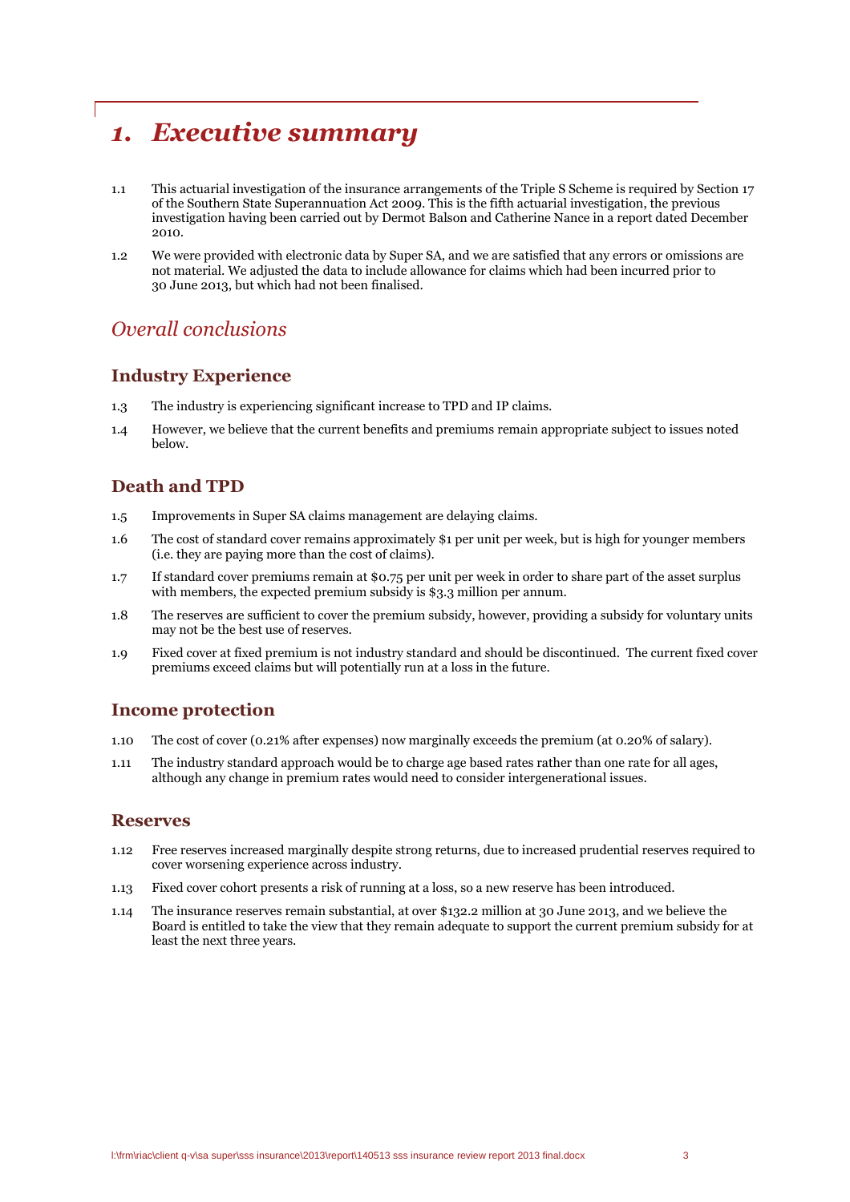# 1. *Executive summary*

1.1 This actuarial investigation of the insurance arrangements of the Triple S Scheme is required by Section 17 of the Southern State Superannuation Act 2009. This is the fifth actuarial investigation, the previous investigation having been carried out by Dermot Balson and Catherine Nance in a report dated December 2010.

1.2 We were provided with electronic data by Super SA, and we are satisfied that any errors or omissions are not material. We adjusted the data to include allowance for claims which had been incurred prior to 30 June 2013, but which had not been finalised.

## *Overall conclusions*

### Industry Experience

1.3 The industry is experiencing significant increase to TPD and IP claims.

1.4 However, we believe that the current benefits and premiums remain appropriate subject to issues noted below.

### Death and TPD

1.5 Improvements in Super SA claims management are delaying claims.

1.6 The cost of standard cover remains approximately $1 per unit per week, but is high for younger members (i.e. they are paying more than the cost of claims).

1.7 If standard cover premiums remain at $0.75 per unit per week in order to share part of the asset surplus with members, the expected premium subsidy is $3.3 million per annum.

1.8 The reserves are sufficient to cover the premium subsidy, however, providing a subsidy for voluntary units may not be the best use of reserves.

1.9 Fixed cover at fixed premium is not industry standard and should be discontinued. The current fixed cover premiums exceed claims but will potentially run at a loss in the future.

### Income protection

1.10 The cost of cover (0.21% after expenses) now marginally exceeds the premium (at 0.20% of salary).

1.11 The industry standard approach would be to charge age based rates rather than one rate for all ages, although any change in premium rates would need to consider intergenerational issues.

### Reserves

1.12 Free reserves increased marginally despite strong returns, due to increased prudential reserves required to cover worsening experience across industry.

1.13 Fixed cover cohort presents a risk of running at a loss, so a new reserve has been introduced.

1.14 The insurance reserves remain substantial, at over $132.2 million at 30 June 2013, and we believe the Board is entitled to take the view that they remain adequate to support the current premium subsidy for at least the next three years.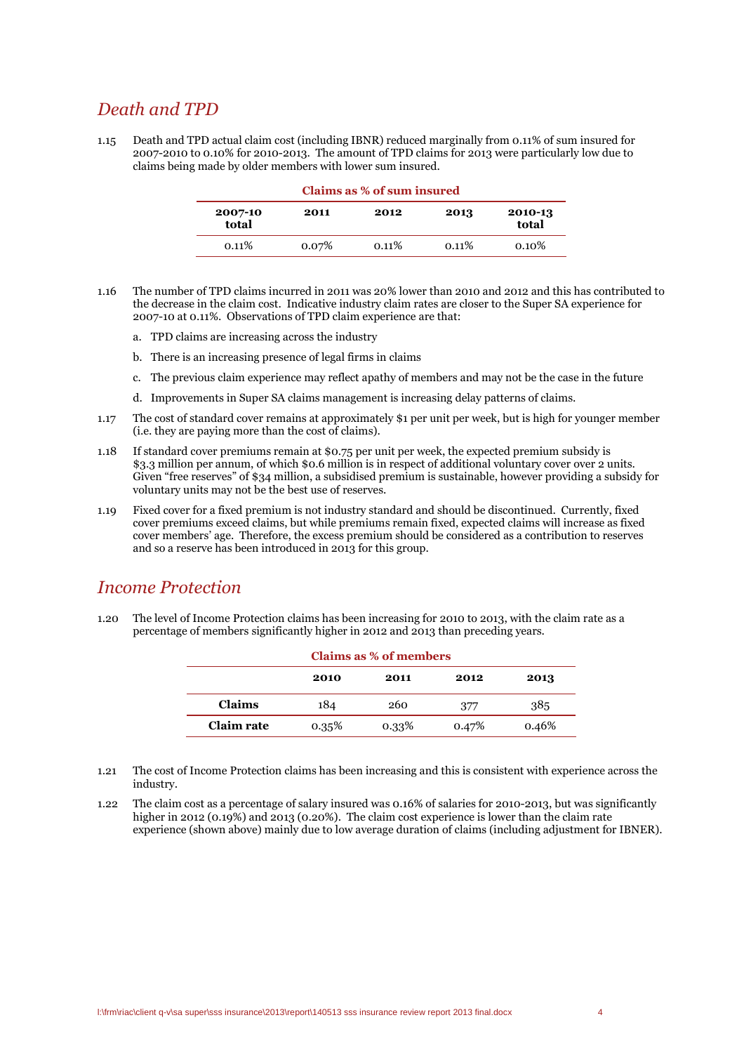## *Death and TPD*

1.15 Death and TPD actual claim cost (including IBNR) reduced marginally from 0.11% of sum insured for 2007-2010 to 0.10% for 2010-2013. The amount of TPD claims for 2013 were particularly low due to claims being made by older members with lower sum insured.

**Claims as % of sum insured**

| 2007-10 total | 2011 | 2012 | 2013 | 2010-13 total |
|---|---|---|---|---|
| 0.11% | 0.07% | 0.11% | 0.11% | 0.10% |

1.16 The number of TPD claims incurred in 2011 was 20% lower than 2010 and 2012 and this has contributed to the decrease in the claim cost. Indicative industry claim rates are closer to the Super SA experience for 2007-10 at 0.11%. Observations of TPD claim experience are that:

a. TPD claims are increasing across the industry

b. There is an increasing presence of legal firms in claims

c. The previous claim experience may reflect apathy of members and may not be the case in the future

d. Improvements in Super SA claims management is increasing delay patterns of claims.

1.17 The cost of standard cover remains at approximately $1 per unit per week, but is high for younger member (i.e. they are paying more than the cost of claims).

1.18 If standard cover premiums remain at $0.75 per unit per week, the expected premium subsidy is $3.3 million per annum, of which $0.6 million is in respect of additional voluntary cover over 2 units. Given "free reserves" of $34 million, a subsidised premium is sustainable, however providing a subsidy for voluntary units may not be the best use of reserves.

1.19 Fixed cover for a fixed premium is not industry standard and should be discontinued. Currently, fixed cover premiums exceed claims, but while premiums remain fixed, expected claims will increase as fixed cover members' age. Therefore, the excess premium should be considered as a contribution to reserves and so a reserve has been introduced in 2013 for this group.

## *Income Protection*

1.20 The level of Income Protection claims has been increasing for 2010 to 2013, with the claim rate as a percentage of members significantly higher in 2012 and 2013 than preceding years.

**Claims as % of members**

| | 2010 | 2011 | 2012 | 2013 |
|---|---|---|---|---|
| **Claims** | 184 | 260 | 377 | 385 |
| **Claim rate** | 0.35% | 0.33% | 0.47% | 0.46% |

1.21 The cost of Income Protection claims has been increasing and this is consistent with experience across the industry.

1.22 The claim cost as a percentage of salary insured was 0.16% of salaries for 2010-2013, but was significantly higher in 2012 (0.19%) and 2013 (0.20%). The claim cost experience is lower than the claim rate experience (shown above) mainly due to low average duration of claims (including adjustment for IBNER).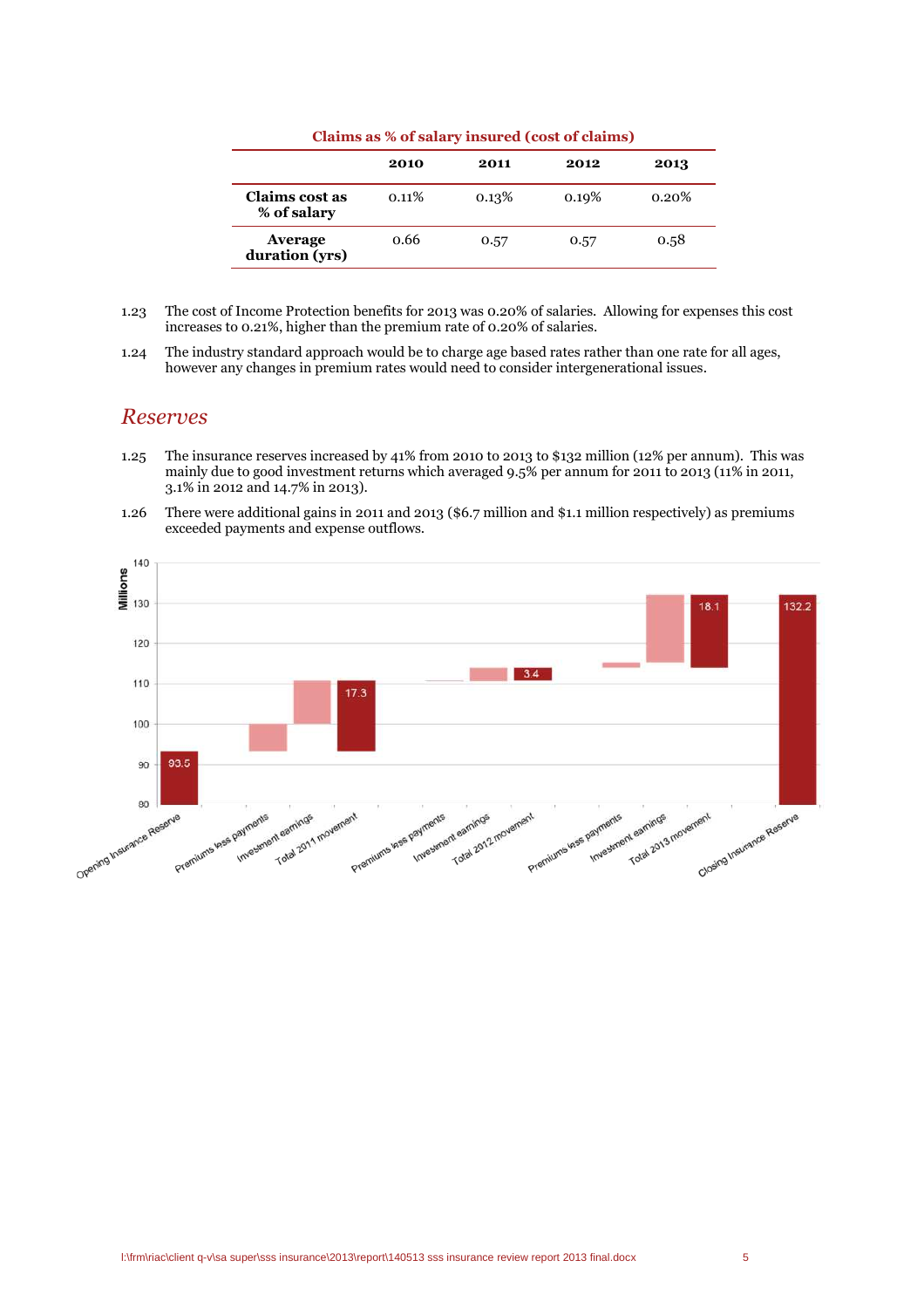**Claims as % of salary insured (cost of claims)**

| | 2010 | 2011 | 2012 | 2013 |
|---|---|---|---|---|
| **Claims cost as % of salary** | 0.11% | 0.13% | 0.19% | 0.20% |
| **Average duration (yrs)** | 0.66 | 0.57 | 0.57 | 0.58 |

1.23 The cost of Income Protection benefits for 2013 was 0.20% of salaries. Allowing for expenses this cost increases to 0.21%, higher than the premium rate of 0.20% of salaries.

1.24 The industry standard approach would be to charge age based rates rather than one rate for all ages, however any changes in premium rates would need to consider intergenerational issues.

## *Reserves*

1.25 The insurance reserves increased by 41% from 2010 to 2013 to $132 million (12% per annum). This was mainly due to good investment returns which averaged 9.5% per annum for 2011 to 2013 (11% in 2011, 3.1% in 2012 and 14.7% in 2013).

1.26 There were additional gains in 2011 and 2013 ($6.7 million and $1.1 million respectively) as premiums exceeded payments and expense outflows.

Millions

| Item | Value |
|---|---|
| Opening Insurance Reserve | 93.5 |
| Premiums less payments | |
| Investment earnings | |
| Total 2011 movement | 17.3 |
| Premiums less payments | |
| Investment earnings | |
| Total 2012 movement | 3.4 |
| Premiums less payments | |
| Investment earnings | |
| Total 2013 movement | 18.1 |
| Closing Insurance Reserve | 132.2 |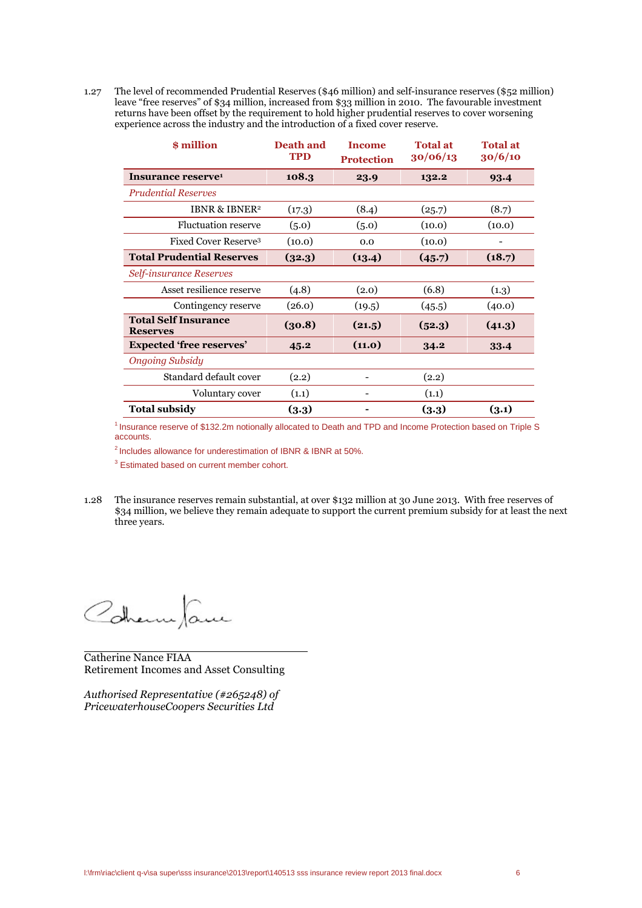1.27 The level of recommended Prudential Reserves ($46 million) and self-insurance reserves ($52 million) leave "free reserves" of $34 million, increased from $33 million in 2010. The favourable investment returns have been offset by the requirement to hold higher prudential reserves to cover worsening experience across the industry and the introduction of a fixed cover reserve.

| $ million | Death and TPD | Income Protection | Total at 30/06/13 | Total at 30/6/10 |
|---|---|---|---|---|
| **Insurance reserve[1]** | **108.3** | **23.9** | **132.2** | **93.4** |
| *Prudential Reserves* | | | | |
| IBNR & IBNER[2] | (17.3) | (8.4) | (25.7) | (8.7) |
| Fluctuation reserve | (5.0) | (5.0) | (10.0) | (10.0) |
| Fixed Cover Reserve[3] | (10.0) | 0.0 | (10.0) | - |
| **Total Prudential Reserves** | **(32.3)** | **(13.4)** | **(45.7)** | **(18.7)** |
| *Self-insurance Reserves* | | | | |
| Asset resilience reserve | (4.8) | (2.0) | (6.8) | (1.3) |
| Contingency reserve | (26.0) | (19.5) | (45.5) | (40.0) |
| **Total Self Insurance Reserves** | **(30.8)** | **(21.5)** | **(52.3)** | **(41.3)** |
| **Expected 'free reserves'** | **45.2** | **(11.0)** | **34.2** | **33.4** |
| *Ongoing Subsidy* | | | | |
| Standard default cover | (2.2) | - | (2.2) | |
| Voluntary cover | (1.1) | - | (1.1) | |
| **Total subsidy** | **(3.3)** | **-** | **(3.3)** | **(3.1)** |

[1] Insurance reserve of $132.2m notionally allocated to Death and TPD and Income Protection based on Triple S accounts.

[2] Includes allowance for underestimation of IBNR & IBNR at 50%.

[3] Estimated based on current member cohort.

1.28 The insurance reserves remain substantial, at over $132 million at 30 June 2013. With free reserves of $34 million, we believe they remain adequate to support the current premium subsidy for at least the next three years.

Catherine Nance FIAA
Retirement Incomes and Asset Consulting

*Authorised Representative (#265248) of PricewaterhouseCoopers Securities Ltd*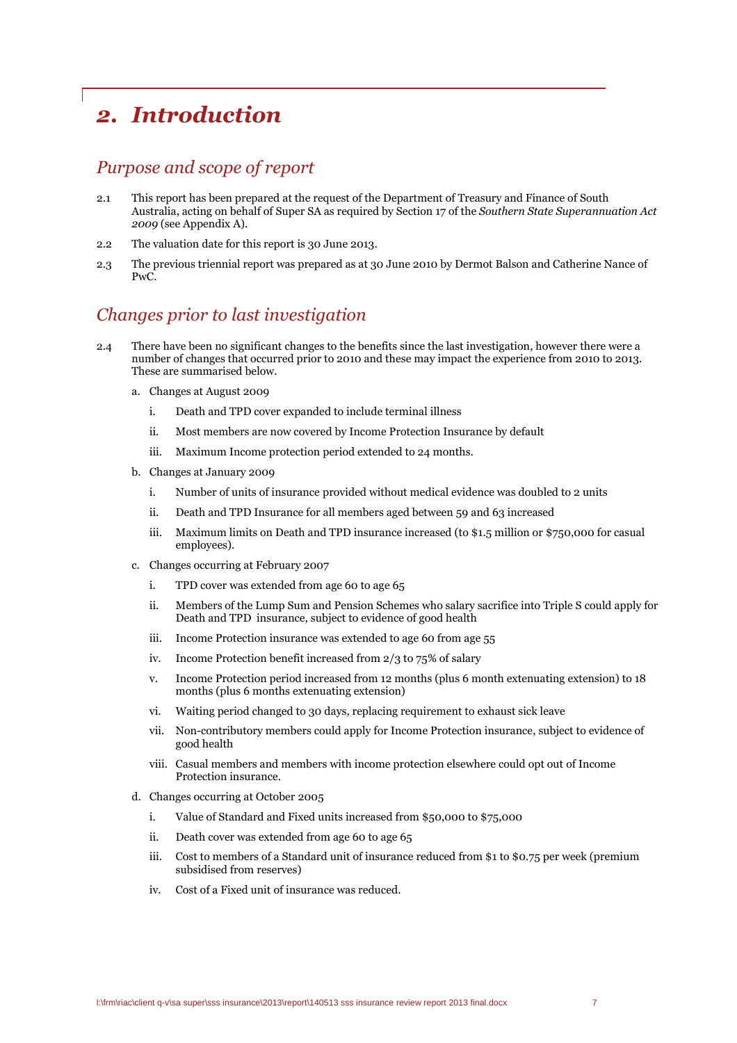# 2. Introduction

## Purpose and scope of report

2.1 This report has been prepared at the request of the Department of Treasury and Finance of South Australia, acting on behalf of Super SA as required by Section 17 of the *Southern State Superannuation Act 2009* (see Appendix A).

2.2 The valuation date for this report is 30 June 2013.

2.3 The previous triennial report was prepared as at 30 June 2010 by Dermot Balson and Catherine Nance of PwC.

## Changes prior to last investigation

2.4 There have been no significant changes to the benefits since the last investigation, however there were a number of changes that occurred prior to 2010 and these may impact the experience from 2010 to 2013. These are summarised below.

a. Changes at August 2009

   i. Death and TPD cover expanded to include terminal illness

   ii. Most members are now covered by Income Protection Insurance by default

   iii. Maximum Income protection period extended to 24 months.

b. Changes at January 2009

   i. Number of units of insurance provided without medical evidence was doubled to 2 units

   ii. Death and TPD Insurance for all members aged between 59 and 63 increased

   iii. Maximum limits on Death and TPD insurance increased (to $1.5 million or $750,000 for casual employees).

c. Changes occurring at February 2007

   i. TPD cover was extended from age 60 to age 65

   ii. Members of the Lump Sum and Pension Schemes who salary sacrifice into Triple S could apply for Death and TPD insurance, subject to evidence of good health

   iii. Income Protection insurance was extended to age 60 from age 55

   iv. Income Protection benefit increased from 2/3 to 75% of salary

   v. Income Protection period increased from 12 months (plus 6 month extenuating extension) to 18 months (plus 6 months extenuating extension)

   vi. Waiting period changed to 30 days, replacing requirement to exhaust sick leave

   vii. Non-contributory members could apply for Income Protection insurance, subject to evidence of good health

   viii. Casual members and members with income protection elsewhere could opt out of Income Protection insurance.

d. Changes occurring at October 2005

   i. Value of Standard and Fixed units increased from $50,000 to $75,000

   ii. Death cover was extended from age 60 to age 65

   iii. Cost to members of a Standard unit of insurance reduced from $1 to $0.75 per week (premium subsidised from reserves)

   iv. Cost of a Fixed unit of insurance was reduced.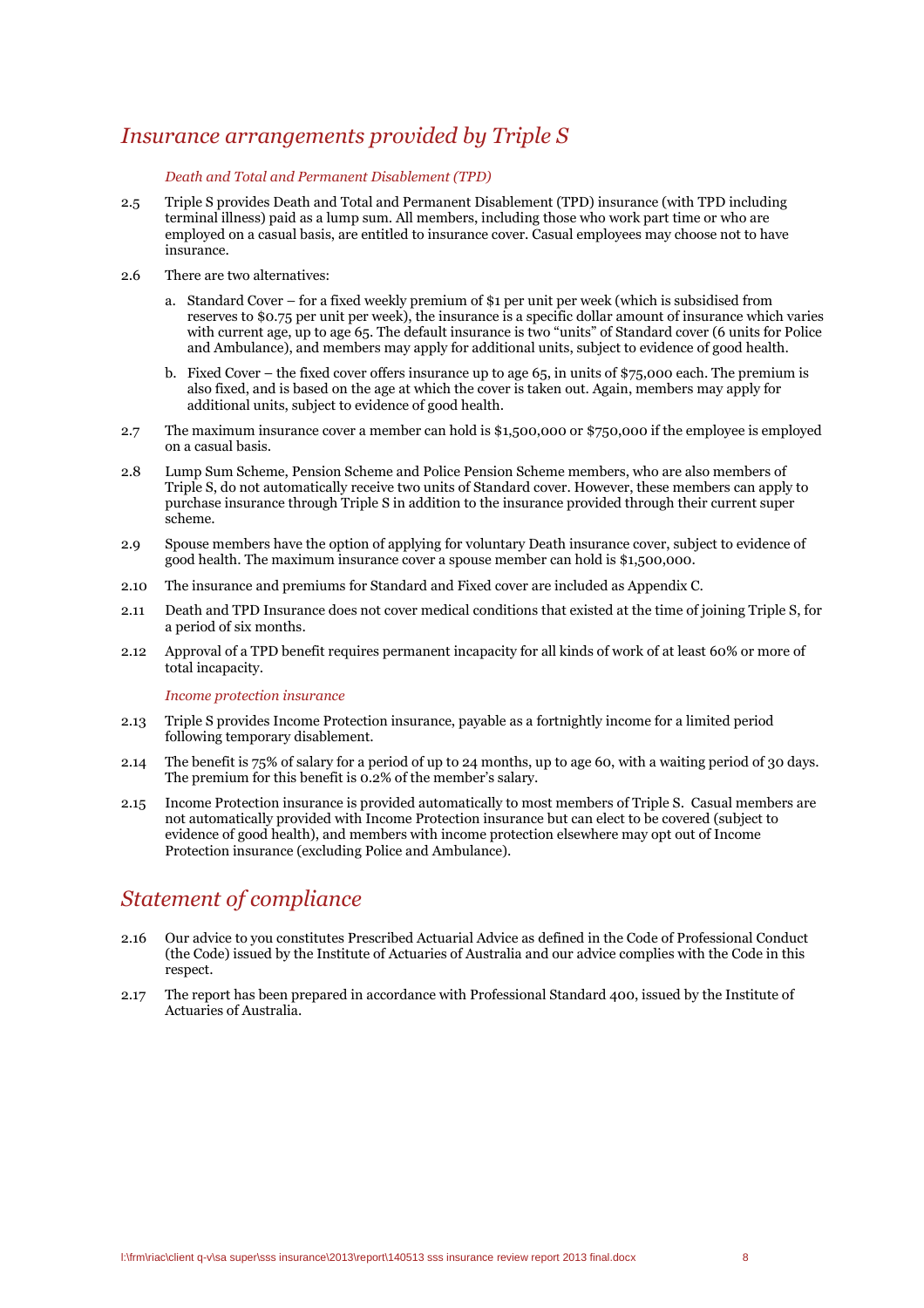## *Insurance arrangements provided by Triple S*

*Death and Total and Permanent Disablement (TPD)*

2.5 Triple S provides Death and Total and Permanent Disablement (TPD) insurance (with TPD including terminal illness) paid as a lump sum. All members, including those who work part time or who are employed on a casual basis, are entitled to insurance cover. Casual employees may choose not to have insurance.

2.6 There are two alternatives:

a. Standard Cover – for a fixed weekly premium of $1 per unit per week (which is subsidised from reserves to $0.75 per unit per week), the insurance is a specific dollar amount of insurance which varies with current age, up to age 65. The default insurance is two "units" of Standard cover (6 units for Police and Ambulance), and members may apply for additional units, subject to evidence of good health.

b. Fixed Cover – the fixed cover offers insurance up to age 65, in units of $75,000 each. The premium is also fixed, and is based on the age at which the cover is taken out. Again, members may apply for additional units, subject to evidence of good health.

2.7 The maximum insurance cover a member can hold is $1,500,000 or $750,000 if the employee is employed on a casual basis.

2.8 Lump Sum Scheme, Pension Scheme and Police Pension Scheme members, who are also members of Triple S, do not automatically receive two units of Standard cover. However, these members can apply to purchase insurance through Triple S in addition to the insurance provided through their current super scheme.

2.9 Spouse members have the option of applying for voluntary Death insurance cover, subject to evidence of good health. The maximum insurance cover a spouse member can hold is $1,500,000.

2.10 The insurance and premiums for Standard and Fixed cover are included as Appendix C.

2.11 Death and TPD Insurance does not cover medical conditions that existed at the time of joining Triple S, for a period of six months.

2.12 Approval of a TPD benefit requires permanent incapacity for all kinds of work of at least 60% or more of total incapacity.

*Income protection insurance*

2.13 Triple S provides Income Protection insurance, payable as a fortnightly income for a limited period following temporary disablement.

2.14 The benefit is 75% of salary for a period of up to 24 months, up to age 60, with a waiting period of 30 days. The premium for this benefit is 0.2% of the member's salary.

2.15 Income Protection insurance is provided automatically to most members of Triple S. Casual members are not automatically provided with Income Protection insurance but can elect to be covered (subject to evidence of good health), and members with income protection elsewhere may opt out of Income Protection insurance (excluding Police and Ambulance).

## *Statement of compliance*

2.16 Our advice to you constitutes Prescribed Actuarial Advice as defined in the Code of Professional Conduct (the Code) issued by the Institute of Actuaries of Australia and our advice complies with the Code in this respect.

2.17 The report has been prepared in accordance with Professional Standard 400, issued by the Institute of Actuaries of Australia.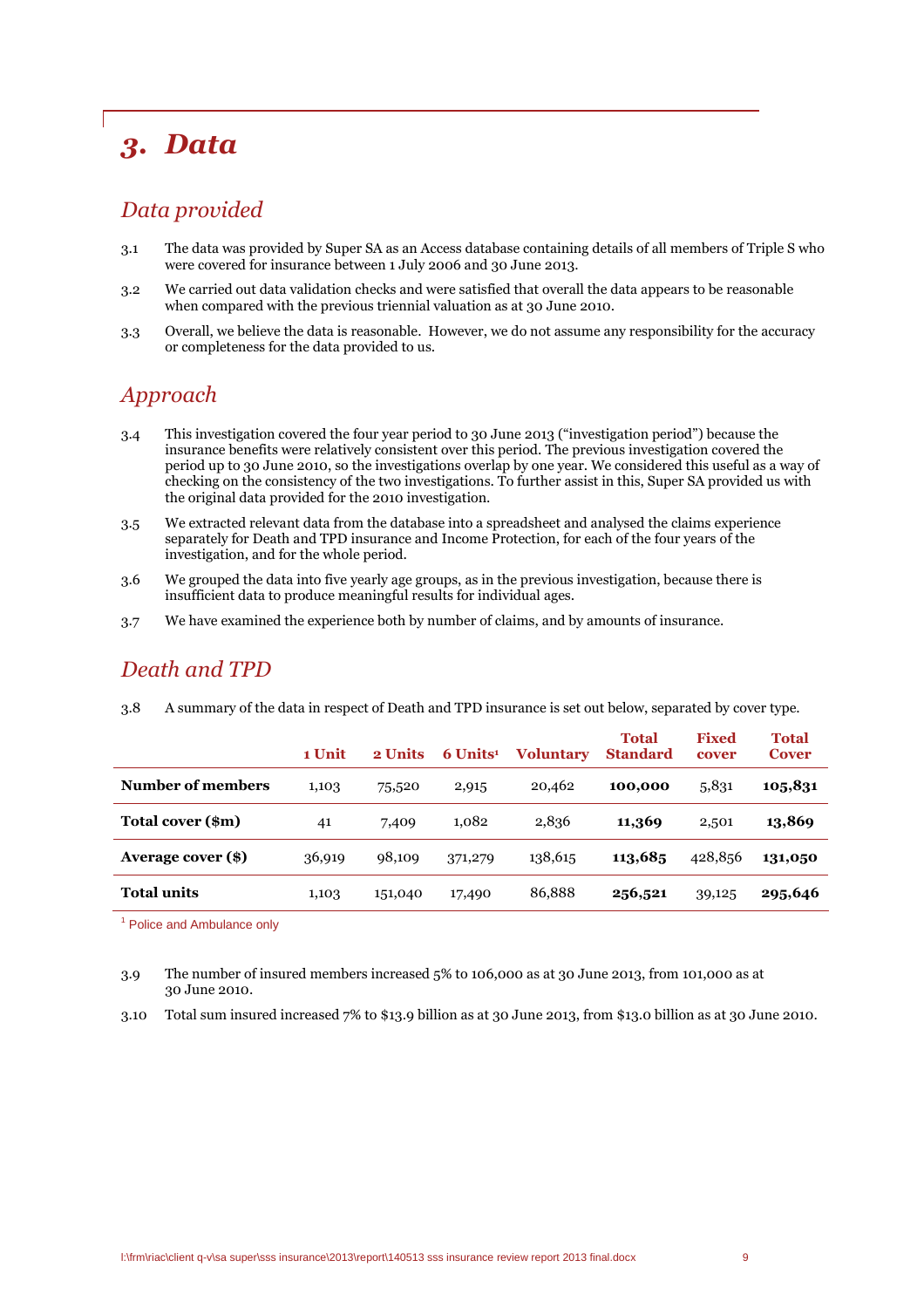# 3. Data

## Data provided

3.1 The data was provided by Super SA as an Access database containing details of all members of Triple S who were covered for insurance between 1 July 2006 and 30 June 2013.

3.2 We carried out data validation checks and were satisfied that overall the data appears to be reasonable when compared with the previous triennial valuation as at 30 June 2010.

3.3 Overall, we believe the data is reasonable. However, we do not assume any responsibility for the accuracy or completeness for the data provided to us.

## Approach

3.4 This investigation covered the four year period to 30 June 2013 ("investigation period") because the insurance benefits were relatively consistent over this period. The previous investigation covered the period up to 30 June 2010, so the investigations overlap by one year. We considered this useful as a way of checking on the consistency of the two investigations. To further assist in this, Super SA provided us with the original data provided for the 2010 investigation.

3.5 We extracted relevant data from the database into a spreadsheet and analysed the claims experience separately for Death and TPD insurance and Income Protection, for each of the four years of the investigation, and for the whole period.

3.6 We grouped the data into five yearly age groups, as in the previous investigation, because there is insufficient data to produce meaningful results for individual ages.

3.7 We have examined the experience both by number of claims, and by amounts of insurance.

## Death and TPD

3.8 A summary of the data in respect of Death and TPD insurance is set out below, separated by cover type.

| | 1 Unit | 2 Units | 6 Units[1] | Voluntary | Total Standard | Fixed cover | Total Cover |
|---|---|---|---|---|---|---|---|
| **Number of members** | 1,103 | 75,520 | 2,915 | 20,462 | **100,000** | 5,831 | **105,831** |
| **Total cover ($m)** | 41 | 7,409 | 1,082 | 2,836 | **11,369** | 2,501 | **13,869** |
| **Average cover ($)** | 36,919 | 98,109 | 371,279 | 138,615 | **113,685** | 428,856 | **131,050** |
| **Total units** | 1,103 | 151,040 | 17,490 | 86,888 | **256,521** | 39,125 | **295,646** |

[1] Police and Ambulance only

3.9 The number of insured members increased 5% to 106,000 as at 30 June 2013, from 101,000 as at 30 June 2010.

3.10 Total sum insured increased 7% to $13.9 billion as at 30 June 2013, from $13.0 billion as at 30 June 2010.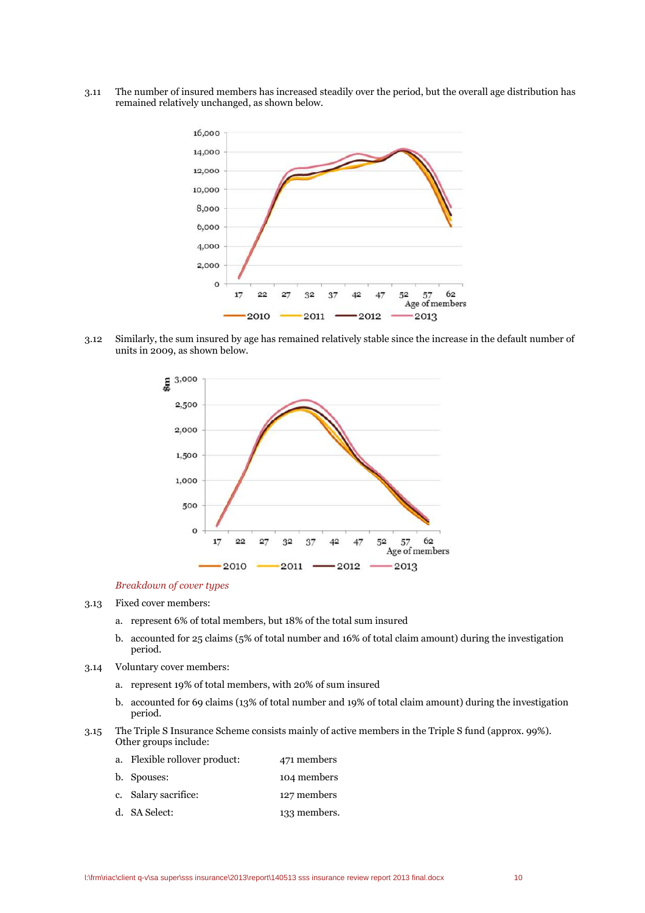3.11 The number of insured members has increased steadily over the period, but the overall age distribution has remained relatively unchanged, as shown below.

3.12 Similarly, the sum insured by age has remained relatively stable since the increase in the default number of units in 2009, as shown below.

*Breakdown of cover types*

3.13 Fixed cover members:

a. represent 6% of total members, but 18% of the total sum insured

b. accounted for 25 claims (5% of total number and 16% of total claim amount) during the investigation period.

3.14 Voluntary cover members:

a. represent 19% of total members, with 20% of sum insured

b. accounted for 69 claims (13% of total number and 19% of total claim amount) during the investigation period.

3.15 The Triple S Insurance Scheme consists mainly of active members in the Triple S fund (approx. 99%). Other groups include:

a. Flexible rollover product: 471 members

b. Spouses: 104 members

c. Salary sacrifice: 127 members

d. SA Select: 133 members.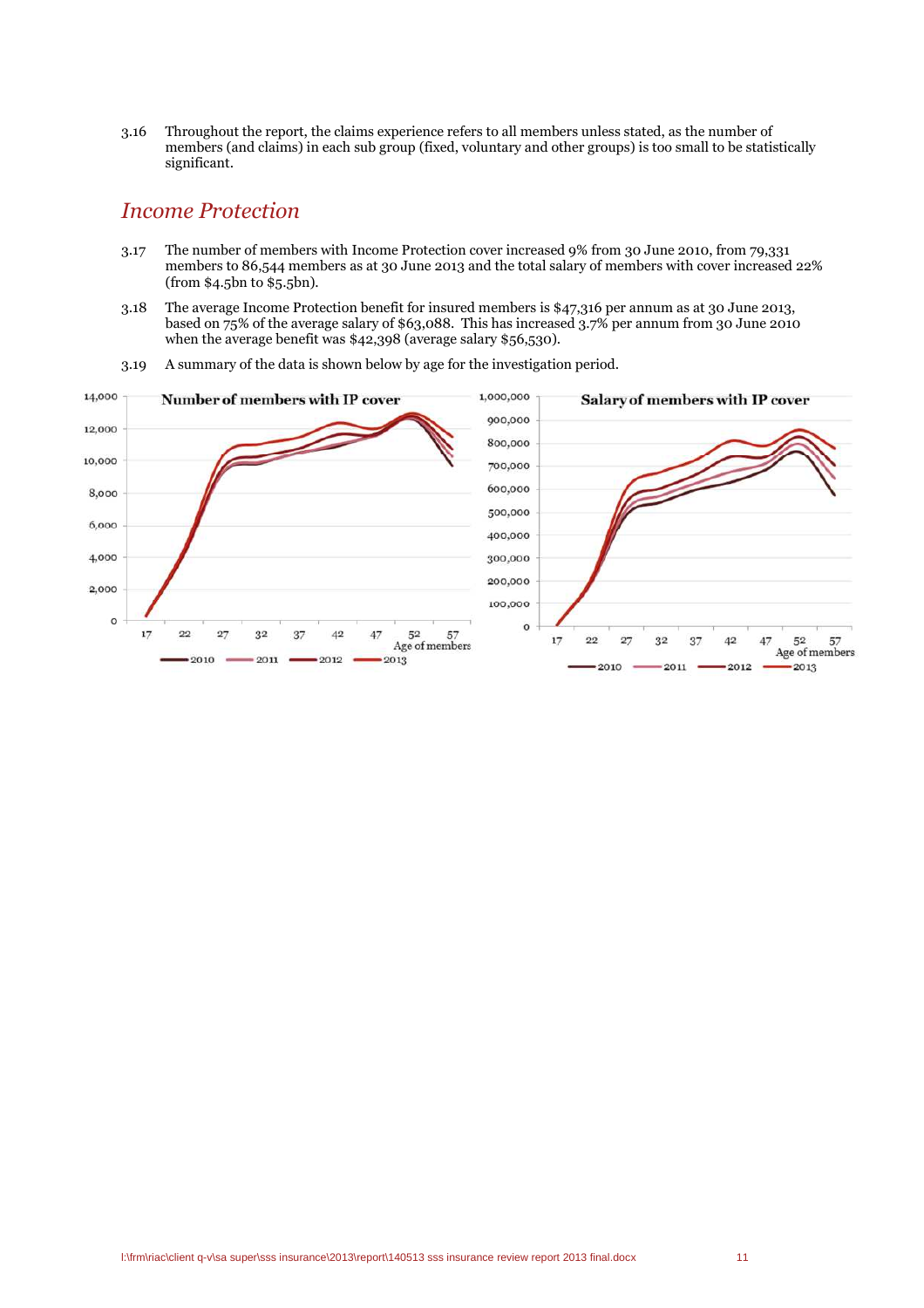3.16 Throughout the report, the claims experience refers to all members unless stated, as the number of members (and claims) in each sub group (fixed, voluntary and other groups) is too small to be statistically significant.

## *Income Protection*

3.17 The number of members with Income Protection cover increased 9% from 30 June 2010, from 79,331 members to 86,544 members as at 30 June 2013 and the total salary of members with cover increased 22% (from \$4.5bn to \$5.5bn).

3.18 The average Income Protection benefit for insured members is \$47,316 per annum as at 30 June 2013, based on 75% of the average salary of \$63,088. This has increased 3.7% per annum from 30 June 2010 when the average benefit was \$42,398 (average salary \$56,530).

3.19 A summary of the data is shown below by age for the investigation period.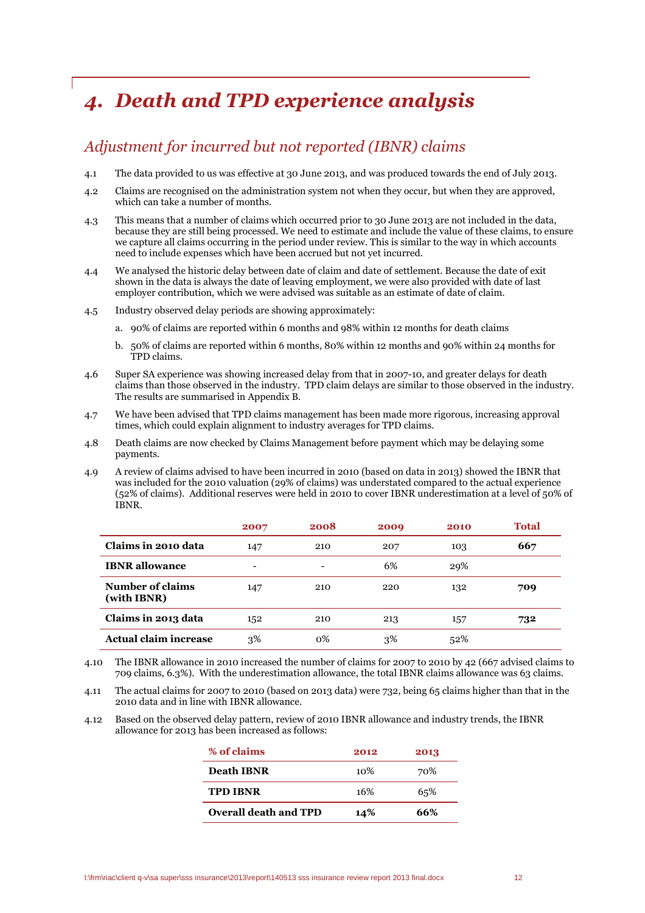# 4. *Death and TPD experience analysis*

## *Adjustment for incurred but not reported (IBNR) claims*

4.1 The data provided to us was effective at 30 June 2013, and was produced towards the end of July 2013.

4.2 Claims are recognised on the administration system not when they occur, but when they are approved, which can take a number of months.

4.3 This means that a number of claims which occurred prior to 30 June 2013 are not included in the data, because they are still being processed. We need to estimate and include the value of these claims, to ensure we capture all claims occurring in the period under review. This is similar to the way in which accounts need to include expenses which have been accrued but not yet incurred.

4.4 We analysed the historic delay between date of claim and date of settlement. Because the date of exit shown in the data is always the date of leaving employment, we were also provided with date of last employer contribution, which we were advised was suitable as an estimate of date of claim.

4.5 Industry observed delay periods are showing approximately:

a. 90% of claims are reported within 6 months and 98% within 12 months for death claims

b. 50% of claims are reported within 6 months, 80% within 12 months and 90% within 24 months for TPD claims.

4.6 Super SA experience was showing increased delay from that in 2007-10, and greater delays for death claims than those observed in the industry. TPD claim delays are similar to those observed in the industry. The results are summarised in Appendix B.

4.7 We have been advised that TPD claims management has been made more rigorous, increasing approval times, which could explain alignment to industry averages for TPD claims.

4.8 Death claims are now checked by Claims Management before payment which may be delaying some payments.

4.9 A review of claims advised to have been incurred in 2010 (based on data in 2013) showed the IBNR that was included for the 2010 valuation (29% of claims) was understated compared to the actual experience (52% of claims). Additional reserves were held in 2010 to cover IBNR underestimation at a level of 50% of IBNR.

| | 2007 | 2008 | 2009 | 2010 | Total |
|---|---|---|---|---|---|
| **Claims in 2010 data** | 147 | 210 | 207 | 103 | **667** |
| **IBNR allowance** | - | - | 6% | 29% | |
| **Number of claims (with IBNR)** | 147 | 210 | 220 | 132 | **709** |
| **Claims in 2013 data** | 152 | 210 | 213 | 157 | **732** |
| **Actual claim increase** | 3% | 0% | 3% | 52% | |

4.10 The IBNR allowance in 2010 increased the number of claims for 2007 to 2010 by 42 (667 advised claims to 709 claims, 6.3%). With the underestimation allowance, the total IBNR claims allowance was 63 claims.

4.11 The actual claims for 2007 to 2010 (based on 2013 data) were 732, being 65 claims higher than that in the 2010 data and in line with IBNR allowance.

4.12 Based on the observed delay pattern, review of 2010 IBNR allowance and industry trends, the IBNR allowance for 2013 has been increased as follows:

| % of claims | 2012 | 2013 |
|---|---|---|
| **Death IBNR** | 10% | 70% |
| **TPD IBNR** | 16% | 65% |
| **Overall death and TPD** | **14%** | **66%** |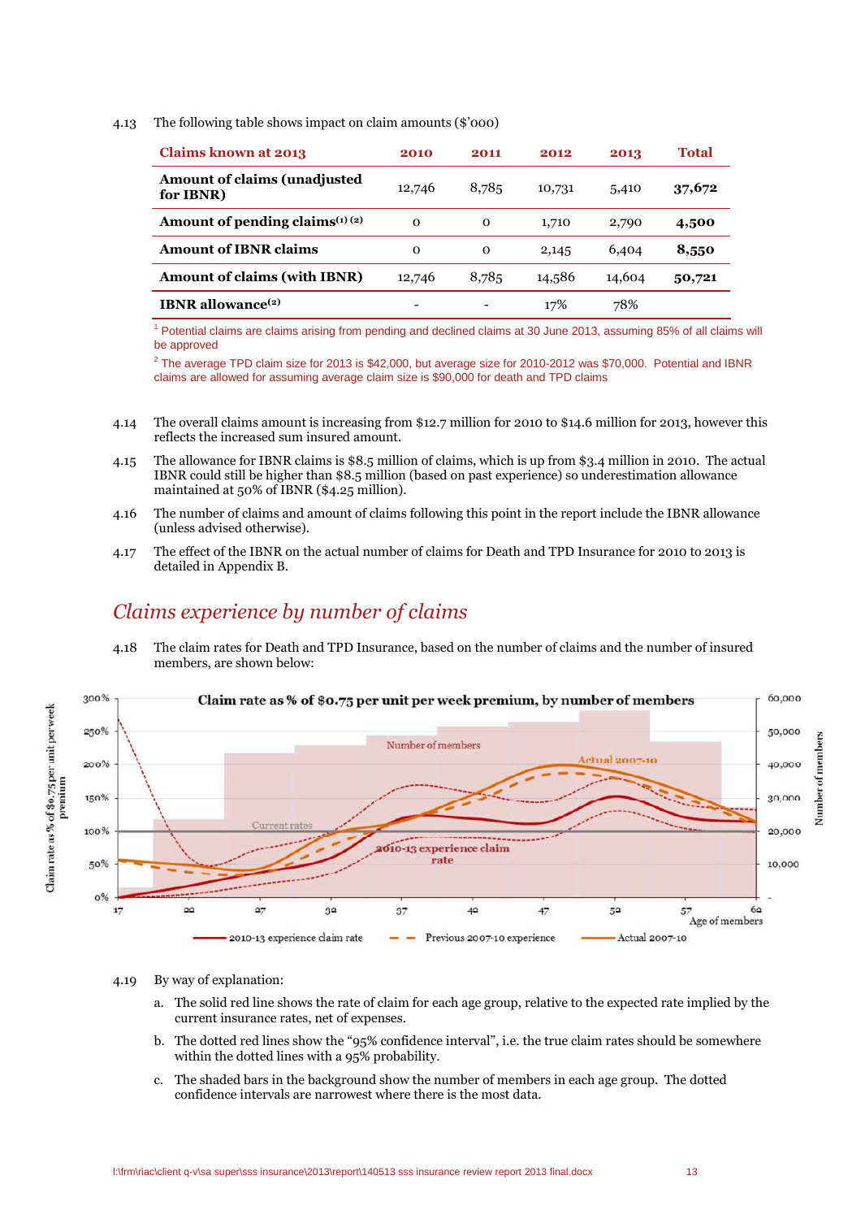4.13 The following table shows impact on claim amounts ($'000)

| Claims known at 2013 | 2010 | 2011 | 2012 | 2013 | Total |
|---|---|---|---|---|---|
| **Amount of claims (unadjusted for IBNR)** | 12,746 | 8,785 | 10,731 | 5,410 | **37,672** |
| **Amount of pending claims[1] [2]** | 0 | 0 | 1,710 | 2,790 | **4,500** |
| **Amount of IBNR claims** | 0 | 0 | 2,145 | 6,404 | **8,550** |
| **Amount of claims (with IBNR)** | 12,746 | 8,785 | 14,586 | 14,604 | **50,721** |
| **IBNR allowance[2]** | - | - | 17% | 78% | |

[1] Potential claims are claims arising from pending and declined claims at 30 June 2013, assuming 85% of all claims will be approved

[2] The average TPD claim size for 2013 is $42,000, but average size for 2010-2012 was $70,000. Potential and IBNR claims are allowed for assuming average claim size is $90,000 for death and TPD claims

4.14 The overall claims amount is increasing from $12.7 million for 2010 to $14.6 million for 2013, however this reflects the increased sum insured amount.

4.15 The allowance for IBNR claims is $8.5 million of claims, which is up from $3.4 million in 2010. The actual IBNR could still be higher than $8.5 million (based on past experience) so underestimation allowance maintained at 50% of IBNR ($4.25 million).

4.16 The number of claims and amount of claims following this point in the report include the IBNR allowance (unless advised otherwise).

4.17 The effect of the IBNR on the actual number of claims for Death and TPD Insurance for 2010 to 2013 is detailed in Appendix B.

## *Claims experience by number of claims*

4.18 The claim rates for Death and TPD Insurance, based on the number of claims and the number of insured members, are shown below:

4.19 By way of explanation:

a. The solid red line shows the rate of claim for each age group, relative to the expected rate implied by the current insurance rates, net of expenses.

b. The dotted red lines show the "95% confidence interval", i.e. the true claim rates should be somewhere within the dotted lines with a 95% probability.

c. The shaded bars in the background show the number of members in each age group. The dotted confidence intervals are narrowest where there is the most data.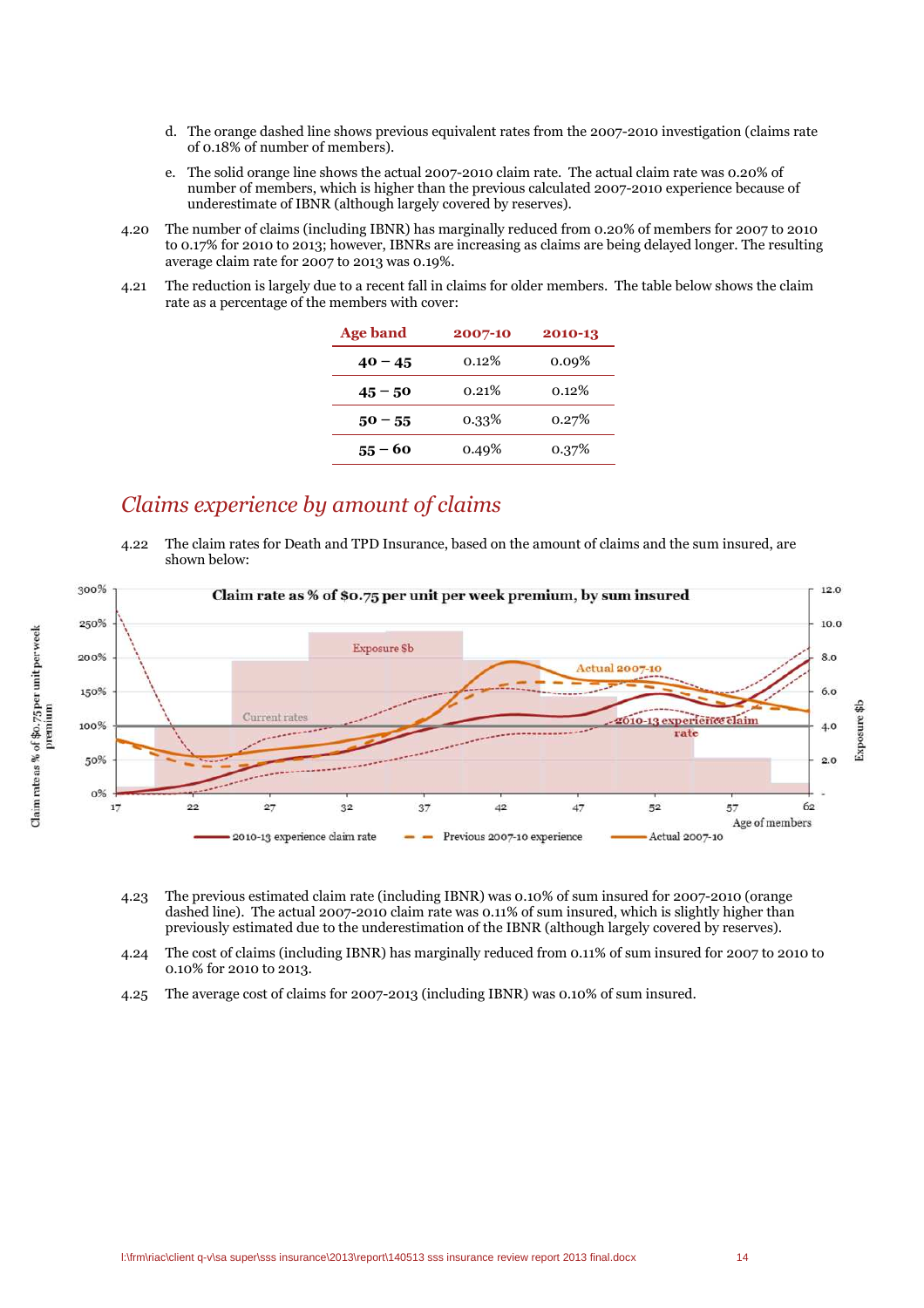d. The orange dashed line shows previous equivalent rates from the 2007-2010 investigation (claims rate of 0.18% of number of members).

e. The solid orange line shows the actual 2007-2010 claim rate. The actual claim rate was 0.20% of number of members, which is higher than the previous calculated 2007-2010 experience because of underestimate of IBNR (although largely covered by reserves).

4.20 The number of claims (including IBNR) has marginally reduced from 0.20% of members for 2007 to 2010 to 0.17% for 2010 to 2013; however, IBNRs are increasing as claims are being delayed longer. The resulting average claim rate for 2007 to 2013 was 0.19%.

4.21 The reduction is largely due to a recent fall in claims for older members. The table below shows the claim rate as a percentage of the members with cover:

| Age band | 2007-10 | 2010-13 |
|---|---|---|
| 40 – 45 | 0.12% | 0.09% |
| 45 – 50 | 0.21% | 0.12% |
| 50 – 55 | 0.33% | 0.27% |
| 55 – 60 | 0.49% | 0.37% |

## *Claims experience by amount of claims*

4.22 The claim rates for Death and TPD Insurance, based on the amount of claims and the sum insured, are shown below:

4.23 The previous estimated claim rate (including IBNR) was 0.10% of sum insured for 2007-2010 (orange dashed line). The actual 2007-2010 claim rate was 0.11% of sum insured, which is slightly higher than previously estimated due to the underestimation of the IBNR (although largely covered by reserves).

4.24 The cost of claims (including IBNR) has marginally reduced from 0.11% of sum insured for 2007 to 2010 to 0.10% for 2010 to 2013.

4.25 The average cost of claims for 2007-2013 (including IBNR) was 0.10% of sum insured.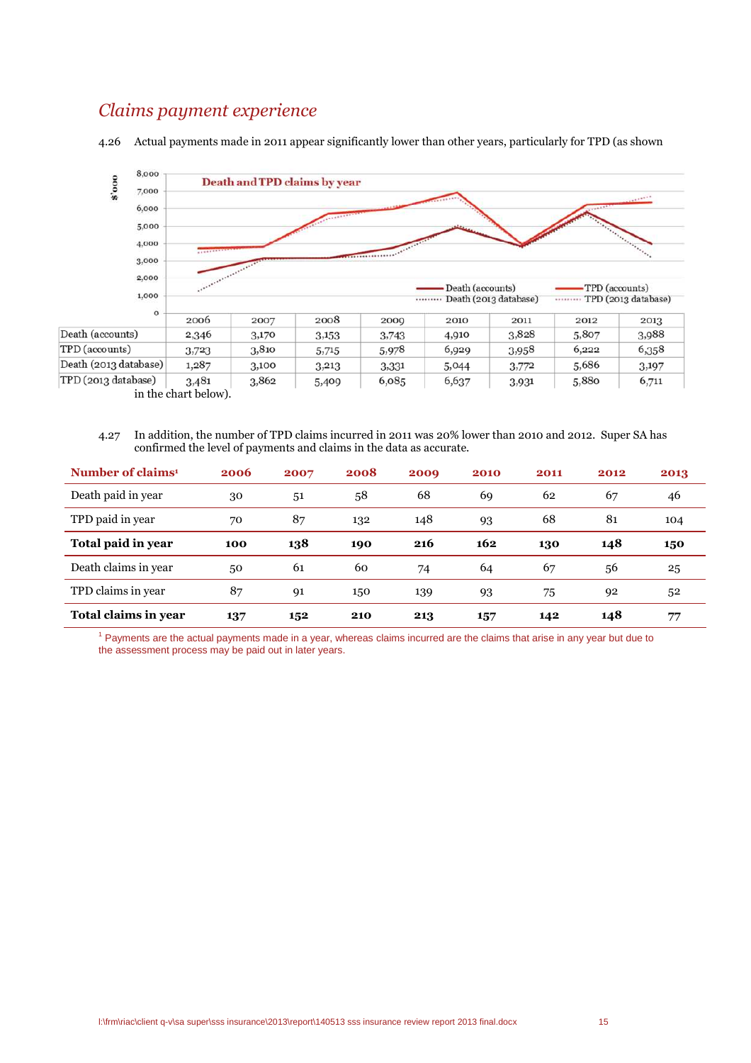## *Claims payment experience*

4.26 Actual payments made in 2011 appear significantly lower than other years, particularly for TPD (as shown in the chart below).

**Death and TPD claims by year** ($'000)

| | 2006 | 2007 | 2008 | 2009 | 2010 | 2011 | 2012 | 2013 |
|---|---|---|---|---|---|---|---|---|
| Death (accounts) | 2,346 | 3,170 | 3,153 | 3,743 | 4,910 | 3,828 | 5,807 | 3,988 |
| TPD (accounts) | 3,723 | 3,810 | 5,715 | 5,978 | 6,929 | 3,958 | 6,222 | 6,358 |
| Death (2013 database) | 1,287 | 3,100 | 3,213 | 3,331 | 5,044 | 3,772 | 5,686 | 3,197 |
| TPD (2013 database) | 3,481 | 3,862 | 5,409 | 6,085 | 6,637 | 3,931 | 5,880 | 6,711 |

4.27 In addition, the number of TPD claims incurred in 2011 was 20% lower than 2010 and 2012. Super SA has confirmed the level of payments and claims in the data as accurate.

| Number of claims[1] | 2006 | 2007 | 2008 | 2009 | 2010 | 2011 | 2012 | 2013 |
|---|---|---|---|---|---|---|---|---|
| Death paid in year | 30 | 51 | 58 | 68 | 69 | 62 | 67 | 46 |
| TPD paid in year | 70 | 87 | 132 | 148 | 93 | 68 | 81 | 104 |
| **Total paid in year** | **100** | **138** | **190** | **216** | **162** | **130** | **148** | **150** |
| Death claims in year | 50 | 61 | 60 | 74 | 64 | 67 | 56 | 25 |
| TPD claims in year | 87 | 91 | 150 | 139 | 93 | 75 | 92 | 52 |
| **Total claims in year** | **137** | **152** | **210** | **213** | **157** | **142** | **148** | **77** |

[1] Payments are the actual payments made in a year, whereas claims incurred are the claims that arise in any year but due to the assessment process may be paid out in later years.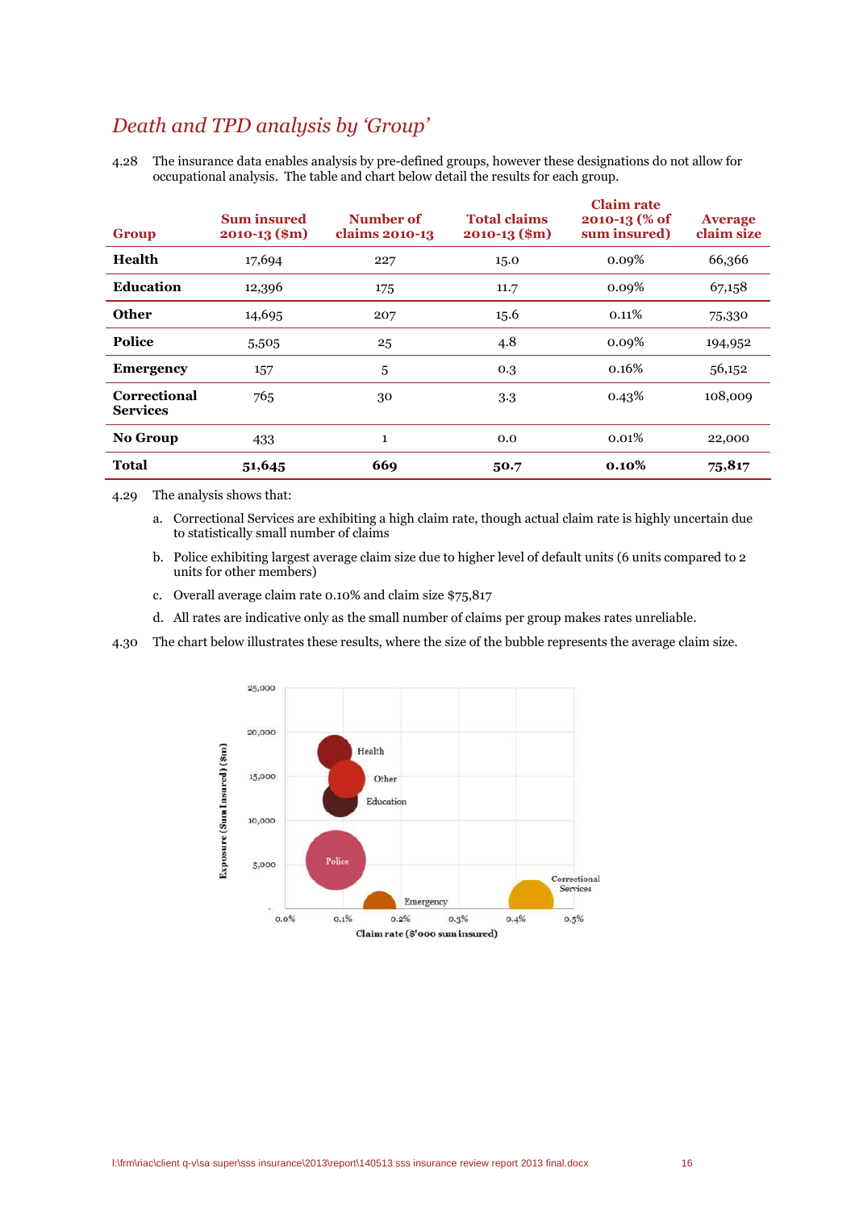## *Death and TPD analysis by 'Group'*

4.28 The insurance data enables analysis by pre-defined groups, however these designations do not allow for occupational analysis. The table and chart below detail the results for each group.

| Group | Sum insured 2010-13 ($m) | Number of claims 2010-13 | Total claims 2010-13 ($m) | Claim rate 2010-13 (% of sum insured) | Average claim size |
|---|---|---|---|---|---|
| **Health** | 17,694 | 227 | 15.0 | 0.09% | 66,366 |
| **Education** | 12,396 | 175 | 11.7 | 0.09% | 67,158 |
| **Other** | 14,695 | 207 | 15.6 | 0.11% | 75,330 |
| **Police** | 5,505 | 25 | 4.8 | 0.09% | 194,952 |
| **Emergency** | 157 | 5 | 0.3 | 0.16% | 56,152 |
| **Correctional Services** | 765 | 30 | 3.3 | 0.43% | 108,009 |
| **No Group** | 433 | 1 | 0.0 | 0.01% | 22,000 |
| **Total** | **51,645** | **669** | **50.7** | **0.10%** | **75,817** |

4.29 The analysis shows that:

a. Correctional Services are exhibiting a high claim rate, though actual claim rate is highly uncertain due to statistically small number of claims

b. Police exhibiting largest average claim size due to higher level of default units (6 units compared to 2 units for other members)

c. Overall average claim rate 0.10% and claim size $75,817

d. All rates are indicative only as the small number of claims per group makes rates unreliable.

4.30 The chart below illustrates these results, where the size of the bubble represents the average claim size.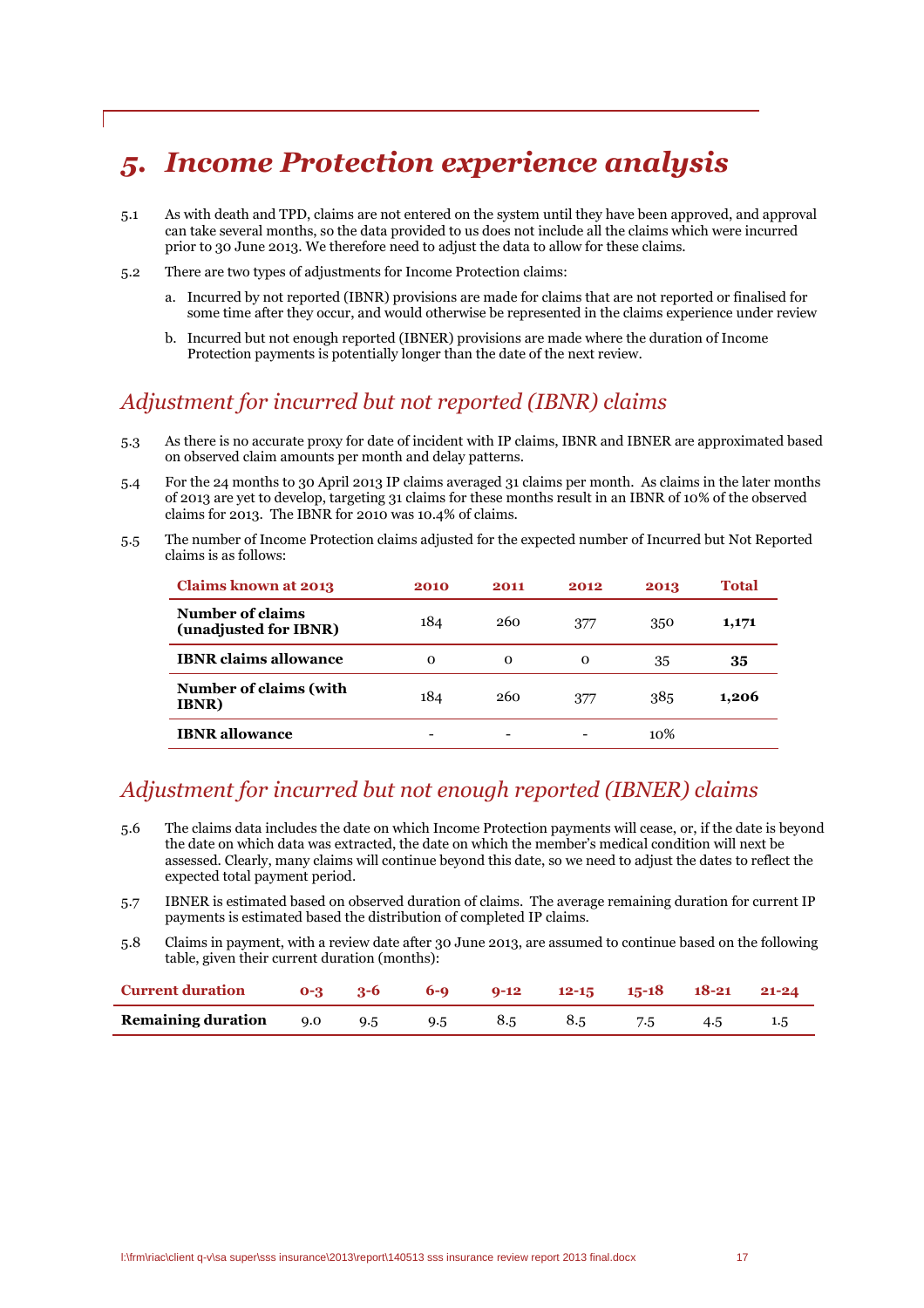# 5. Income Protection experience analysis

5.1 As with death and TPD, claims are not entered on the system until they have been approved, and approval can take several months, so the data provided to us does not include all the claims which were incurred prior to 30 June 2013. We therefore need to adjust the data to allow for these claims.

5.2 There are two types of adjustments for Income Protection claims:

a. Incurred by not reported (IBNR) provisions are made for claims that are not reported or finalised for some time after they occur, and would otherwise be represented in the claims experience under review

b. Incurred but not enough reported (IBNER) provisions are made where the duration of Income Protection payments is potentially longer than the date of the next review.

## Adjustment for incurred but not reported (IBNR) claims

5.3 As there is no accurate proxy for date of incident with IP claims, IBNR and IBNER are approximated based on observed claim amounts per month and delay patterns.

5.4 For the 24 months to 30 April 2013 IP claims averaged 31 claims per month. As claims in the later months of 2013 are yet to develop, targeting 31 claims for these months result in an IBNR of 10% of the observed claims for 2013. The IBNR for 2010 was 10.4% of claims.

5.5 The number of Income Protection claims adjusted for the expected number of Incurred but Not Reported claims is as follows:

| Claims known at 2013 | 2010 | 2011 | 2012 | 2013 | Total |
|---|---|---|---|---|---|
| **Number of claims (unadjusted for IBNR)** | 184 | 260 | 377 | 350 | **1,171** |
| **IBNR claims allowance** | 0 | 0 | 0 | 35 | **35** |
| **Number of claims (with IBNR)** | 184 | 260 | 377 | 385 | **1,206** |
| **IBNR allowance** | - | - | - | 10% | |

## Adjustment for incurred but not enough reported (IBNER) claims

5.6 The claims data includes the date on which Income Protection payments will cease, or, if the date is beyond the date on which data was extracted, the date on which the member's medical condition will next be assessed. Clearly, many claims will continue beyond this date, so we need to adjust the dates to reflect the expected total payment period.

5.7 IBNER is estimated based on observed duration of claims. The average remaining duration for current IP payments is estimated based the distribution of completed IP claims.

5.8 Claims in payment, with a review date after 30 June 2013, are assumed to continue based on the following table, given their current duration (months):

| Current duration | 0-3 | 3-6 | 6-9 | 9-12 | 12-15 | 15-18 | 18-21 | 21-24 |
|---|---|---|---|---|---|---|---|---|
| **Remaining duration** | 9.0 | 9.5 | 9.5 | 8.5 | 8.5 | 7.5 | 4.5 | 1.5 |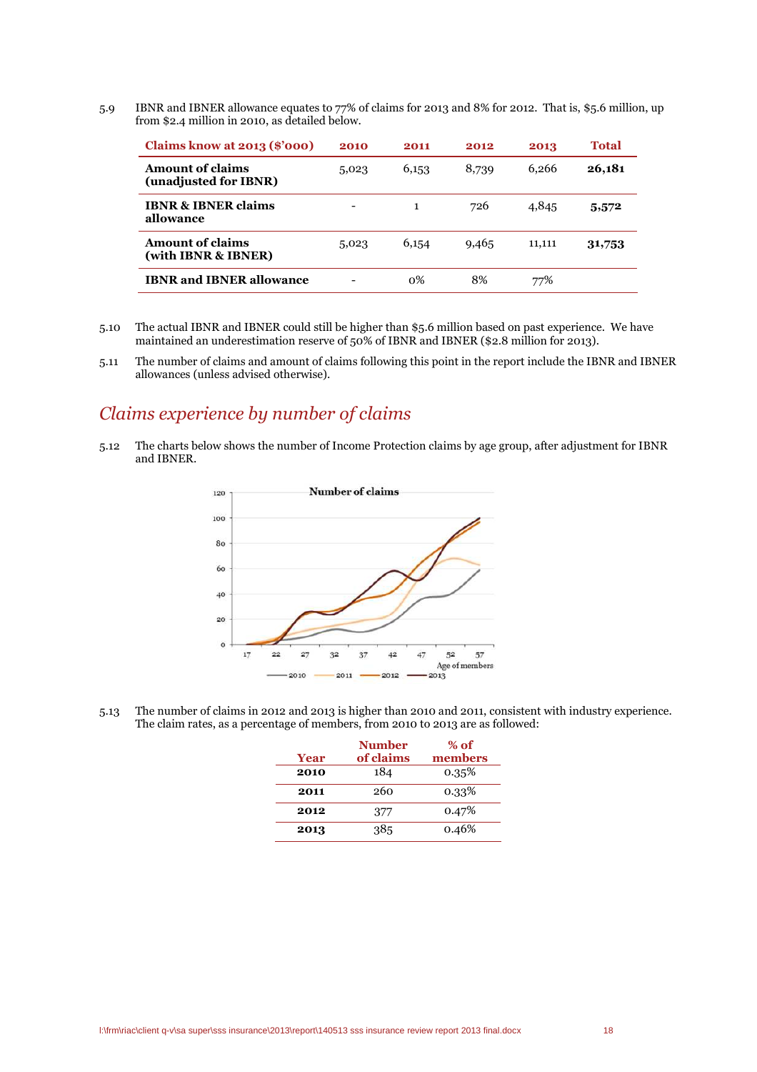5.9 IBNR and IBNER allowance equates to 77% of claims for 2013 and 8% for 2012. That is, $5.6 million, up from $2.4 million in 2010, as detailed below.

| Claims know at 2013 ($'000) | 2010 | 2011 | 2012 | 2013 | Total |
|---|---|---|---|---|---|
| **Amount of claims (unadjusted for IBNR)** | 5,023 | 6,153 | 8,739 | 6,266 | **26,181** |
| **IBNR & IBNER claims allowance** | - | 1 | 726 | 4,845 | **5,572** |
| **Amount of claims (with IBNR & IBNER)** | 5,023 | 6,154 | 9,465 | 11,111 | **31,753** |
| **IBNR and IBNER allowance** | - | 0% | 8% | 77% | |

5.10 The actual IBNR and IBNER could still be higher than $5.6 million based on past experience. We have maintained an underestimation reserve of 50% of IBNR and IBNER ($2.8 million for 2013).

5.11 The number of claims and amount of claims following this point in the report include the IBNR and IBNER allowances (unless advised otherwise).

## *Claims experience by number of claims*

5.12 The charts below shows the number of Income Protection claims by age group, after adjustment for IBNR and IBNER.

5.13 The number of claims in 2012 and 2013 is higher than 2010 and 2011, consistent with industry experience. The claim rates, as a percentage of members, from 2010 to 2013 are as followed:

| Year | Number of claims | % of members |
|---|---|---|
| **2010** | 184 | 0.35% |
| **2011** | 260 | 0.33% |
| **2012** | 377 | 0.47% |
| **2013** | 385 | 0.46% |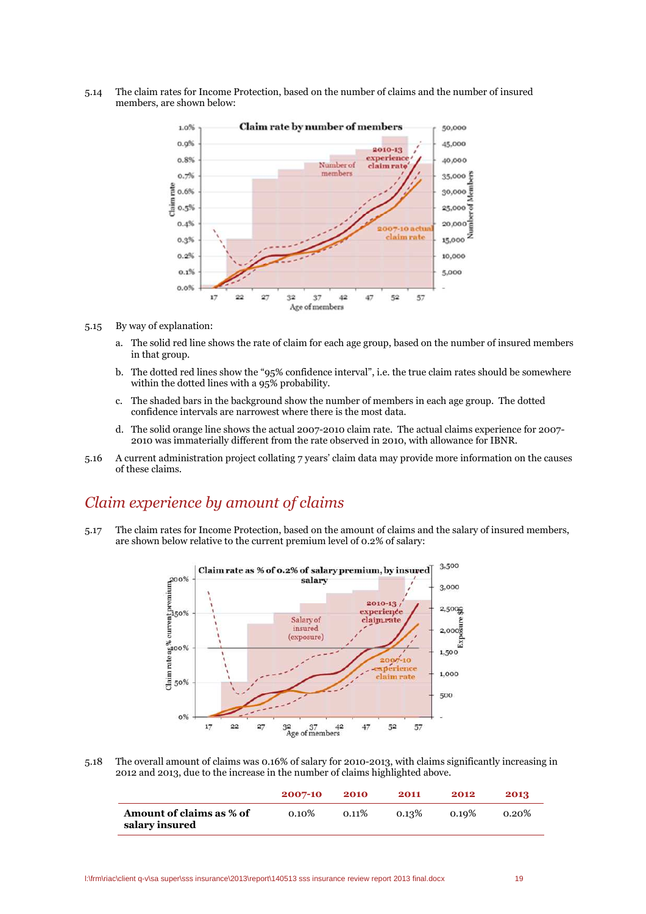5.14 The claim rates for Income Protection, based on the number of claims and the number of insured members, are shown below:

5.15 By way of explanation:

a. The solid red line shows the rate of claim for each age group, based on the number of insured members in that group.

b. The dotted red lines show the "95% confidence interval", i.e. the true claim rates should be somewhere within the dotted lines with a 95% probability.

c. The shaded bars in the background show the number of members in each age group. The dotted confidence intervals are narrowest where there is the most data.

d. The solid orange line shows the actual 2007-2010 claim rate. The actual claims experience for 2007-2010 was immaterially different from the rate observed in 2010, with allowance for IBNR.

5.16 A current administration project collating 7 years' claim data may provide more information on the causes of these claims.

## *Claim experience by amount of claims*

5.17 The claim rates for Income Protection, based on the amount of claims and the salary of insured members, are shown below relative to the current premium level of 0.2% of salary:

5.18 The overall amount of claims was 0.16% of salary for 2010-2013, with claims significantly increasing in 2012 and 2013, due to the increase in the number of claims highlighted above.

| | 2007-10 | 2010 | 2011 | 2012 | 2013 |
|---|---|---|---|---|---|
| **Amount of claims as % of salary insured** | 0.10% | 0.11% | 0.13% | 0.19% | 0.20% |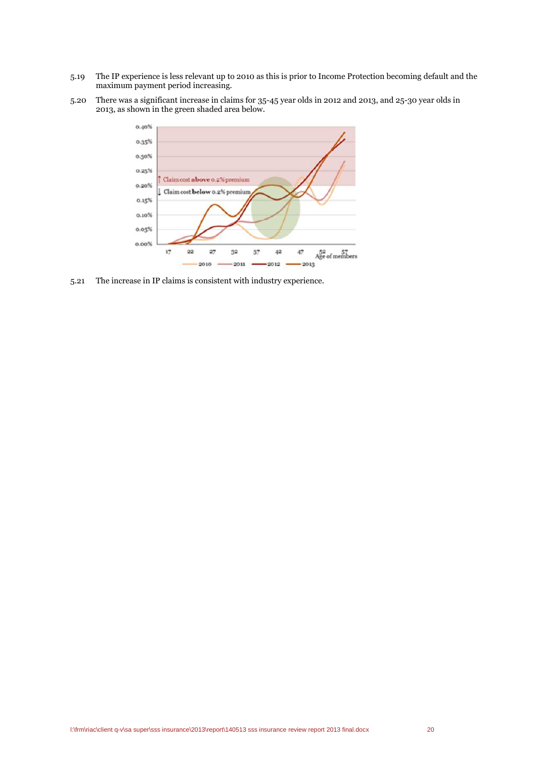5.19 The IP experience is less relevant up to 2010 as this is prior to Income Protection becoming default and the maximum payment period increasing.

5.20 There was a significant increase in claims for 35-45 year olds in 2012 and 2013, and 25-30 year olds in 2013, as shown in the green shaded area below.

5.21 The increase in IP claims is consistent with industry experience.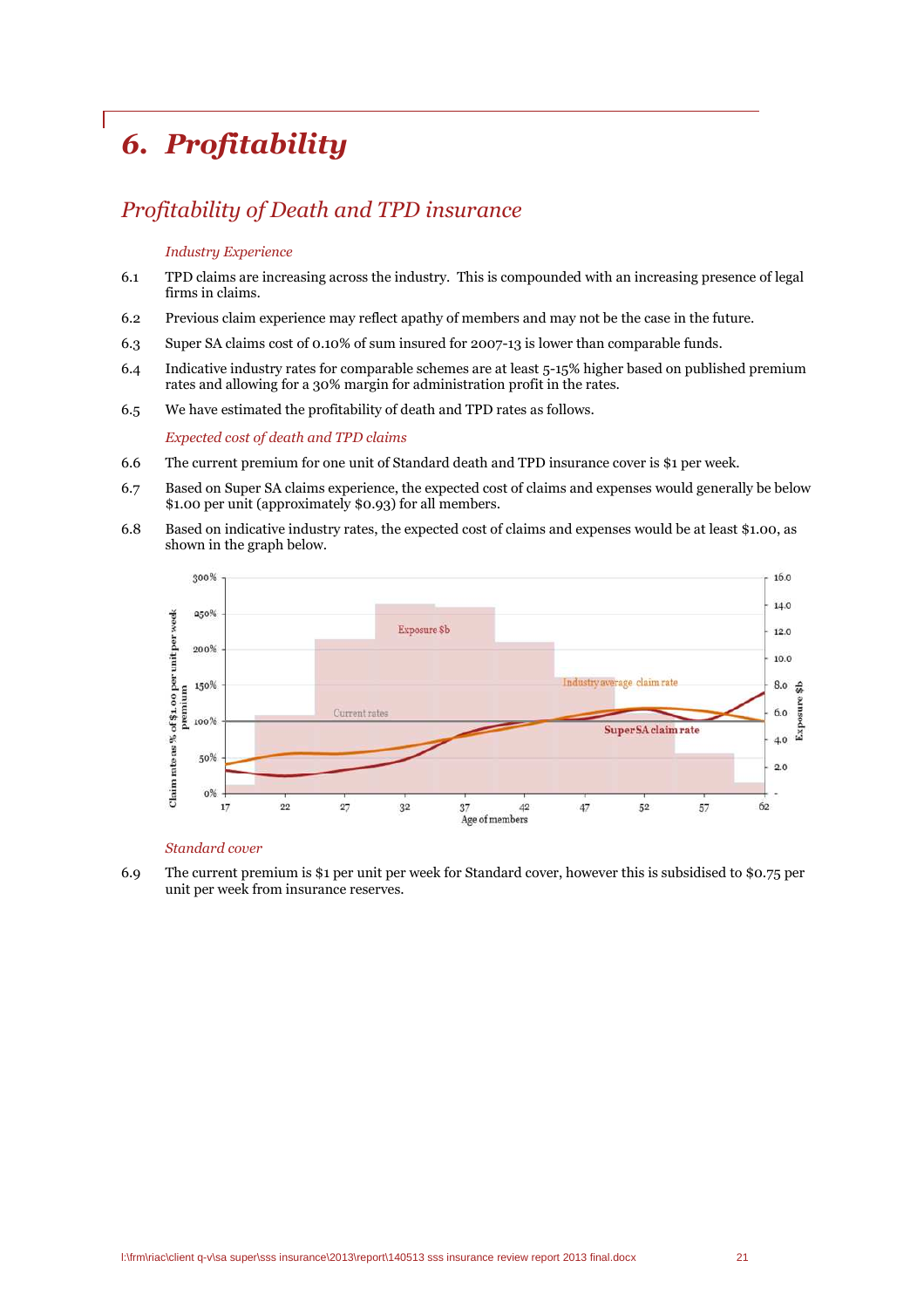# 6. Profitability

## Profitability of Death and TPD insurance

*Industry Experience*

6.1 TPD claims are increasing across the industry. This is compounded with an increasing presence of legal firms in claims.

6.2 Previous claim experience may reflect apathy of members and may not be the case in the future.

6.3 Super SA claims cost of 0.10% of sum insured for 2007-13 is lower than comparable funds.

6.4 Indicative industry rates for comparable schemes are at least 5-15% higher based on published premium rates and allowing for a 30% margin for administration profit in the rates.

6.5 We have estimated the profitability of death and TPD rates as follows.

*Expected cost of death and TPD claims*

6.6 The current premium for one unit of Standard death and TPD insurance cover is $1 per week.

6.7 Based on Super SA claims experience, the expected cost of claims and expenses would generally be below $1.00 per unit (approximately $0.93) for all members.

6.8 Based on indicative industry rates, the expected cost of claims and expenses would be at least $1.00, as shown in the graph below.

*Standard cover*

6.9 The current premium is $1 per unit per week for Standard cover, however this is subsidised to $0.75 per unit per week from insurance reserves.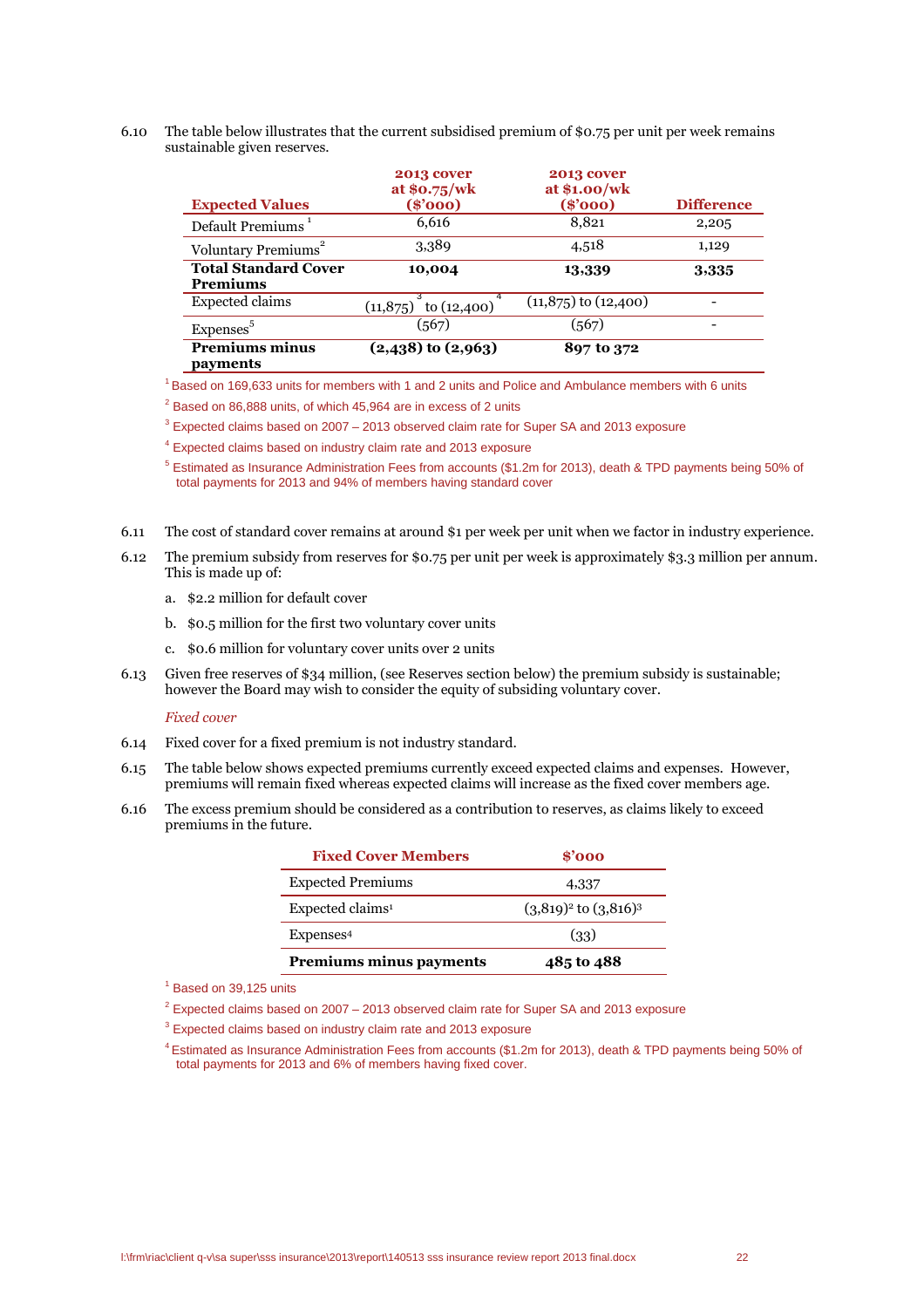6.10 The table below illustrates that the current subsidised premium of $0.75 per unit per week remains sustainable given reserves.

| Expected Values | 2013 cover at $0.75/wk ($'000) | 2013 cover at $1.00/wk ($'000) | Difference |
|---|---|---|---|
| Default Premiums [1] | 6,616 | 8,821 | 2,205 |
| Voluntary Premiums[2] | 3,389 | 4,518 | 1,129 |
| **Total Standard Cover Premiums** | **10,004** | **13,339** | **3,335** |
| Expected claims | (11,875)[3] to (12,400)[4] | (11,875) to (12,400) | - |
| Expenses[5] | (567) | (567) | - |
| **Premiums minus payments** | **(2,438) to (2,963)** | **897 to 372** | |

[1] Based on 169,633 units for members with 1 and 2 units and Police and Ambulance members with 6 units

[2] Based on 86,888 units, of which 45,964 are in excess of 2 units

[3] Expected claims based on 2007 – 2013 observed claim rate for Super SA and 2013 exposure

[4] Expected claims based on industry claim rate and 2013 exposure

[5] Estimated as Insurance Administration Fees from accounts ($1.2m for 2013), death & TPD payments being 50% of total payments for 2013 and 94% of members having standard cover

6.11 The cost of standard cover remains at around $1 per week per unit when we factor in industry experience.

6.12 The premium subsidy from reserves for $0.75 per unit per week is approximately $3.3 million per annum. This is made up of:

a. $2.2 million for default cover

b. $0.5 million for the first two voluntary cover units

c. $0.6 million for voluntary cover units over 2 units

6.13 Given free reserves of $34 million, (see Reserves section below) the premium subsidy is sustainable; however the Board may wish to consider the equity of subsiding voluntary cover.

*Fixed cover*

6.14 Fixed cover for a fixed premium is not industry standard.

6.15 The table below shows expected premiums currently exceed expected claims and expenses. However, premiums will remain fixed whereas expected claims will increase as the fixed cover members age.

6.16 The excess premium should be considered as a contribution to reserves, as claims likely to exceed premiums in the future.

| Fixed Cover Members | $'000 |
|---|---|
| Expected Premiums | 4,337 |
| Expected claims[1] | (3,819)[2] to (3,816)[3] |
| Expenses[4] | (33) |
| **Premiums minus payments** | **485 to 488** |

[1] Based on 39,125 units

[2] Expected claims based on 2007 – 2013 observed claim rate for Super SA and 2013 exposure

[3] Expected claims based on industry claim rate and 2013 exposure

[4] Estimated as Insurance Administration Fees from accounts ($1.2m for 2013), death & TPD payments being 50% of total payments for 2013 and 6% of members having fixed cover.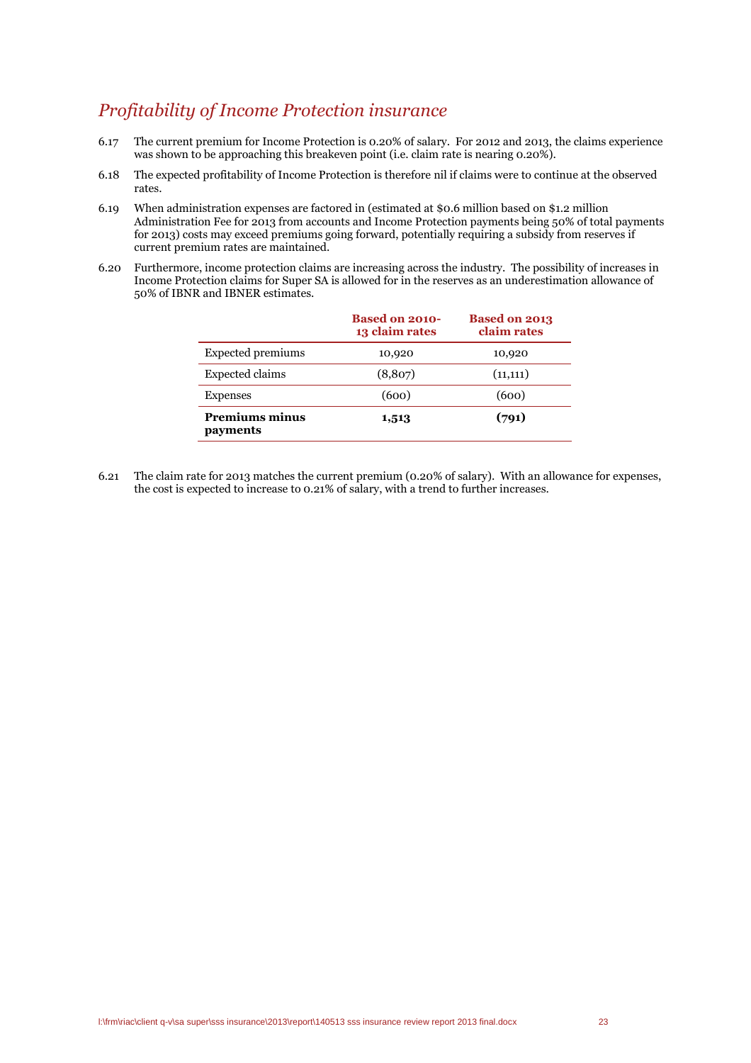## *Profitability of Income Protection insurance*

6.17 The current premium for Income Protection is 0.20% of salary. For 2012 and 2013, the claims experience was shown to be approaching this breakeven point (i.e. claim rate is nearing 0.20%).

6.18 The expected profitability of Income Protection is therefore nil if claims were to continue at the observed rates.

6.19 When administration expenses are factored in (estimated at $0.6 million based on $1.2 million Administration Fee for 2013 from accounts and Income Protection payments being 50% of total payments for 2013) costs may exceed premiums going forward, potentially requiring a subsidy from reserves if current premium rates are maintained.

6.20 Furthermore, income protection claims are increasing across the industry. The possibility of increases in Income Protection claims for Super SA is allowed for in the reserves as an underestimation allowance of 50% of IBNR and IBNER estimates.

| | Based on 2010-13 claim rates | Based on 2013 claim rates |
|---|---|---|
| Expected premiums | 10,920 | 10,920 |
| Expected claims | (8,807) | (11,111) |
| Expenses | (600) | (600) |
| **Premiums minus payments** | **1,513** | **(791)** |

6.21 The claim rate for 2013 matches the current premium (0.20% of salary). With an allowance for expenses, the cost is expected to increase to 0.21% of salary, with a trend to further increases.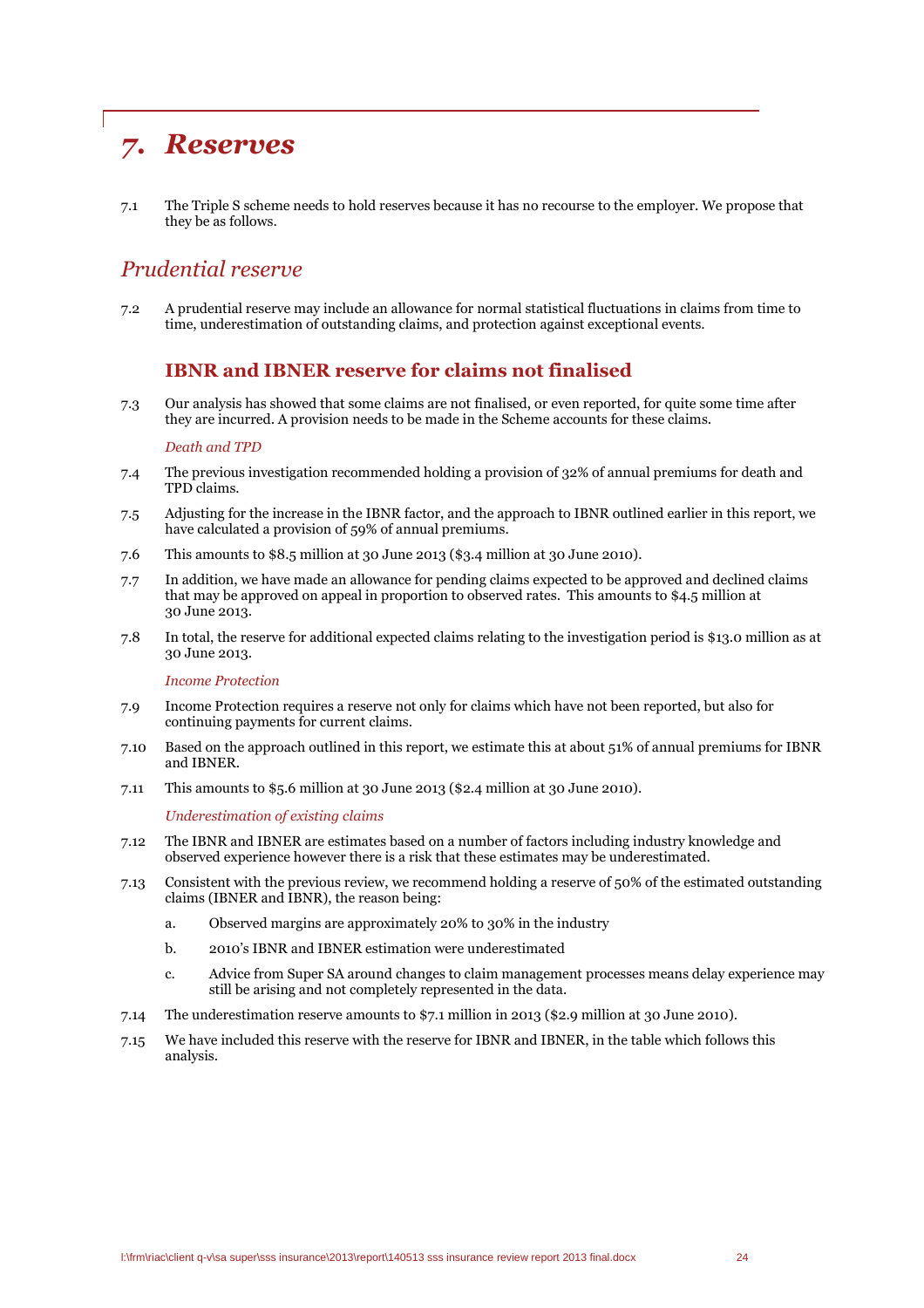# 7. Reserves

7.1 The Triple S scheme needs to hold reserves because it has no recourse to the employer. We propose that they be as follows.

## Prudential reserve

7.2 A prudential reserve may include an allowance for normal statistical fluctuations in claims from time to time, underestimation of outstanding claims, and protection against exceptional events.

### IBNR and IBNER reserve for claims not finalised

7.3 Our analysis has showed that some claims are not finalised, or even reported, for quite some time after they are incurred. A provision needs to be made in the Scheme accounts for these claims.

*Death and TPD*

7.4 The previous investigation recommended holding a provision of 32% of annual premiums for death and TPD claims.

7.5 Adjusting for the increase in the IBNR factor, and the approach to IBNR outlined earlier in this report, we have calculated a provision of 59% of annual premiums.

7.6 This amounts to $8.5 million at 30 June 2013 ($3.4 million at 30 June 2010).

7.7 In addition, we have made an allowance for pending claims expected to be approved and declined claims that may be approved on appeal in proportion to observed rates. This amounts to $4.5 million at 30 June 2013.

7.8 In total, the reserve for additional expected claims relating to the investigation period is $13.0 million as at 30 June 2013.

*Income Protection*

7.9 Income Protection requires a reserve not only for claims which have not been reported, but also for continuing payments for current claims.

7.10 Based on the approach outlined in this report, we estimate this at about 51% of annual premiums for IBNR and IBNER.

7.11 This amounts to $5.6 million at 30 June 2013 ($2.4 million at 30 June 2010).

*Underestimation of existing claims*

7.12 The IBNR and IBNER are estimates based on a number of factors including industry knowledge and observed experience however there is a risk that these estimates may be underestimated.

7.13 Consistent with the previous review, we recommend holding a reserve of 50% of the estimated outstanding claims (IBNER and IBNR), the reason being:

a. Observed margins are approximately 20% to 30% in the industry

b. 2010's IBNR and IBNER estimation were underestimated

c. Advice from Super SA around changes to claim management processes means delay experience may still be arising and not completely represented in the data.

7.14 The underestimation reserve amounts to $7.1 million in 2013 ($2.9 million at 30 June 2010).

7.15 We have included this reserve with the reserve for IBNR and IBNER, in the table which follows this analysis.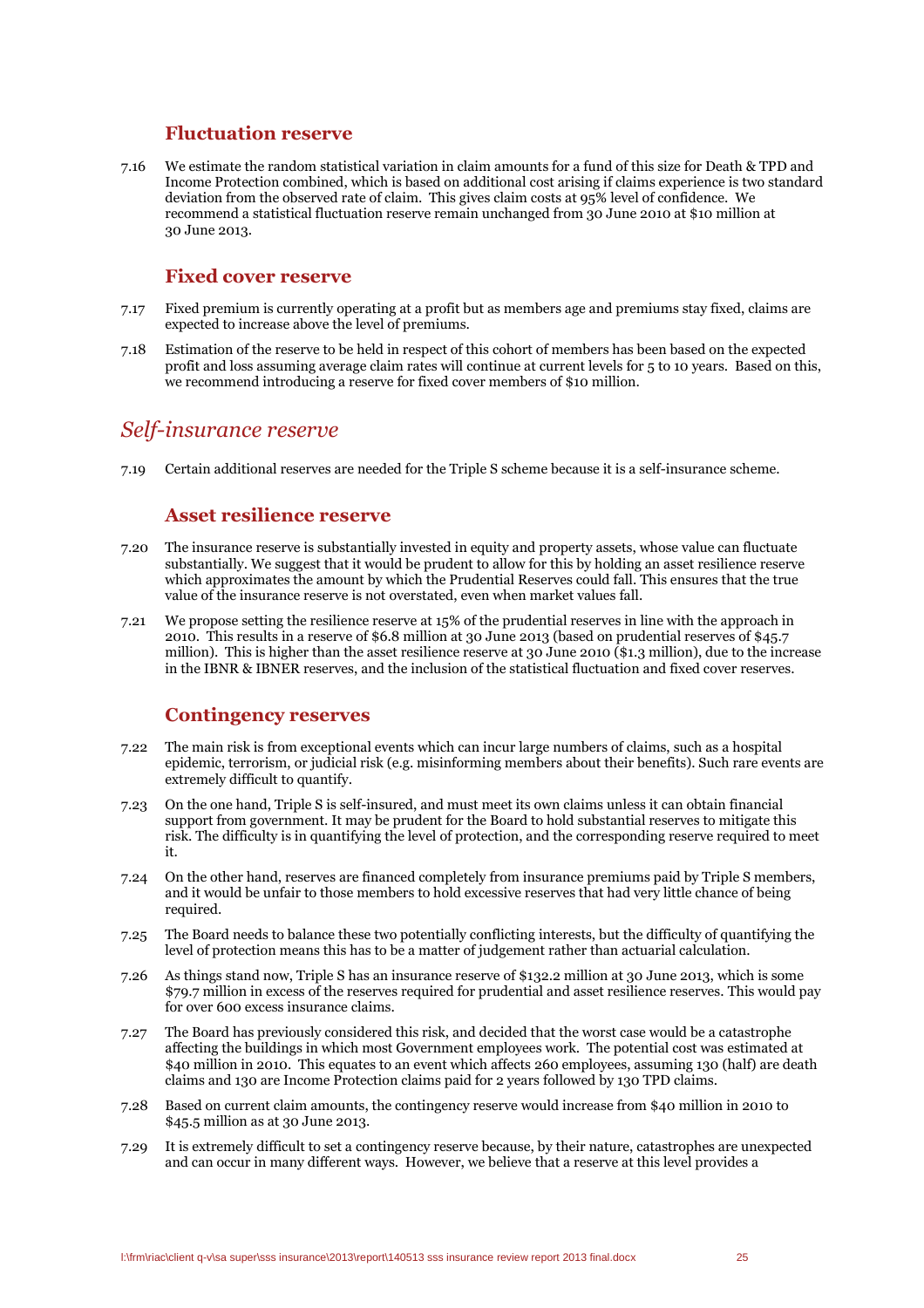### Fluctuation reserve

7.16 We estimate the random statistical variation in claim amounts for a fund of this size for Death & TPD and Income Protection combined, which is based on additional cost arising if claims experience is two standard deviation from the observed rate of claim. This gives claim costs at 95% level of confidence. We recommend a statistical fluctuation reserve remain unchanged from 30 June 2010 at $10 million at 30 June 2013.

### Fixed cover reserve

7.17 Fixed premium is currently operating at a profit but as members age and premiums stay fixed, claims are expected to increase above the level of premiums.

7.18 Estimation of the reserve to be held in respect of this cohort of members has been based on the expected profit and loss assuming average claim rates will continue at current levels for 5 to 10 years. Based on this, we recommend introducing a reserve for fixed cover members of $10 million.

## *Self-insurance reserve*

7.19 Certain additional reserves are needed for the Triple S scheme because it is a self-insurance scheme.

### Asset resilience reserve

7.20 The insurance reserve is substantially invested in equity and property assets, whose value can fluctuate substantially. We suggest that it would be prudent to allow for this by holding an asset resilience reserve which approximates the amount by which the Prudential Reserves could fall. This ensures that the true value of the insurance reserve is not overstated, even when market values fall.

7.21 We propose setting the resilience reserve at 15% of the prudential reserves in line with the approach in 2010. This results in a reserve of $6.8 million at 30 June 2013 (based on prudential reserves of $45.7 million). This is higher than the asset resilience reserve at 30 June 2010 ($1.3 million), due to the increase in the IBNR & IBNER reserves, and the inclusion of the statistical fluctuation and fixed cover reserves.

### Contingency reserves

7.22 The main risk is from exceptional events which can incur large numbers of claims, such as a hospital epidemic, terrorism, or judicial risk (e.g. misinforming members about their benefits). Such rare events are extremely difficult to quantify.

7.23 On the one hand, Triple S is self-insured, and must meet its own claims unless it can obtain financial support from government. It may be prudent for the Board to hold substantial reserves to mitigate this risk. The difficulty is in quantifying the level of protection, and the corresponding reserve required to meet it.

7.24 On the other hand, reserves are financed completely from insurance premiums paid by Triple S members, and it would be unfair to those members to hold excessive reserves that had very little chance of being required.

7.25 The Board needs to balance these two potentially conflicting interests, but the difficulty of quantifying the level of protection means this has to be a matter of judgement rather than actuarial calculation.

7.26 As things stand now, Triple S has an insurance reserve of $132.2 million at 30 June 2013, which is some $79.7 million in excess of the reserves required for prudential and asset resilience reserves. This would pay for over 600 excess insurance claims.

7.27 The Board has previously considered this risk, and decided that the worst case would be a catastrophe affecting the buildings in which most Government employees work. The potential cost was estimated at $40 million in 2010. This equates to an event which affects 260 employees, assuming 130 (half) are death claims and 130 are Income Protection claims paid for 2 years followed by 130 TPD claims.

7.28 Based on current claim amounts, the contingency reserve would increase from $40 million in 2010 to $45.5 million as at 30 June 2013.

7.29 It is extremely difficult to set a contingency reserve because, by their nature, catastrophes are unexpected and can occur in many different ways. However, we believe that a reserve at this level provides a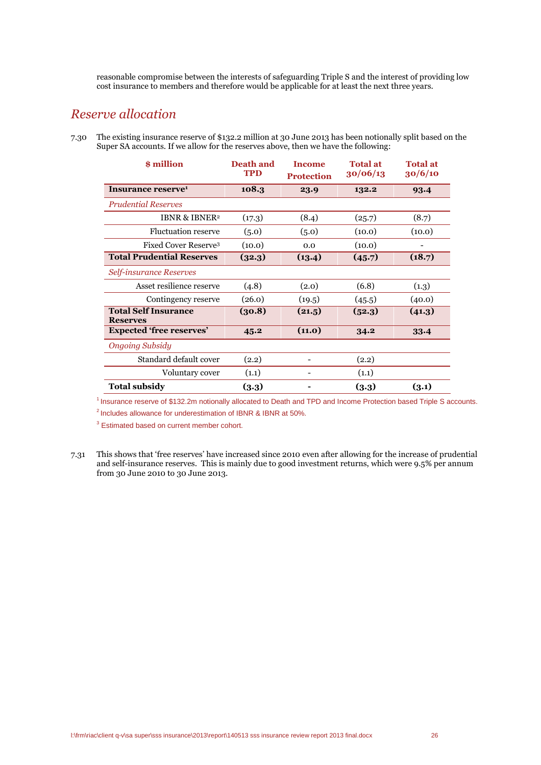reasonable compromise between the interests of safeguarding Triple S and the interest of providing low cost insurance to members and therefore would be applicable for at least the next three years.

## *Reserve allocation*

7.30 The existing insurance reserve of $132.2 million at 30 June 2013 has been notionally split based on the Super SA accounts. If we allow for the reserves above, then we have the following:

| $ million | Death and TPD | Income Protection | Total at 30/06/13 | Total at 30/6/10 |
|---|---|---|---|---|
| **Insurance reserve[1]** | **108.3** | **23.9** | **132.2** | **93.4** |
| *Prudential Reserves* | | | | |
| IBNR & IBNER[2] | (17.3) | (8.4) | (25.7) | (8.7) |
| Fluctuation reserve | (5.0) | (5.0) | (10.0) | (10.0) |
| Fixed Cover Reserve[3] | (10.0) | 0.0 | (10.0) | - |
| **Total Prudential Reserves** | **(32.3)** | **(13.4)** | **(45.7)** | **(18.7)** |
| *Self-insurance Reserves* | | | | |
| Asset resilience reserve | (4.8) | (2.0) | (6.8) | (1.3) |
| Contingency reserve | (26.0) | (19.5) | (45.5) | (40.0) |
| **Total Self Insurance Reserves** | **(30.8)** | **(21.5)** | **(52.3)** | **(41.3)** |
| **Expected 'free reserves'** | **45.2** | **(11.0)** | **34.2** | **33.4** |
| *Ongoing Subsidy* | | | | |
| Standard default cover | (2.2) | - | (2.2) | |
| Voluntary cover | (1.1) | - | (1.1) | |
| **Total subsidy** | **(3.3)** | **-** | **(3.3)** | **(3.1)** |

[1] Insurance reserve of $132.2m notionally allocated to Death and TPD and Income Protection based Triple S accounts.

[2] Includes allowance for underestimation of IBNR & IBNR at 50%.

[3] Estimated based on current member cohort.

7.31 This shows that 'free reserves' have increased since 2010 even after allowing for the increase of prudential and self-insurance reserves. This is mainly due to good investment returns, which were 9.5% per annum from 30 June 2010 to 30 June 2013.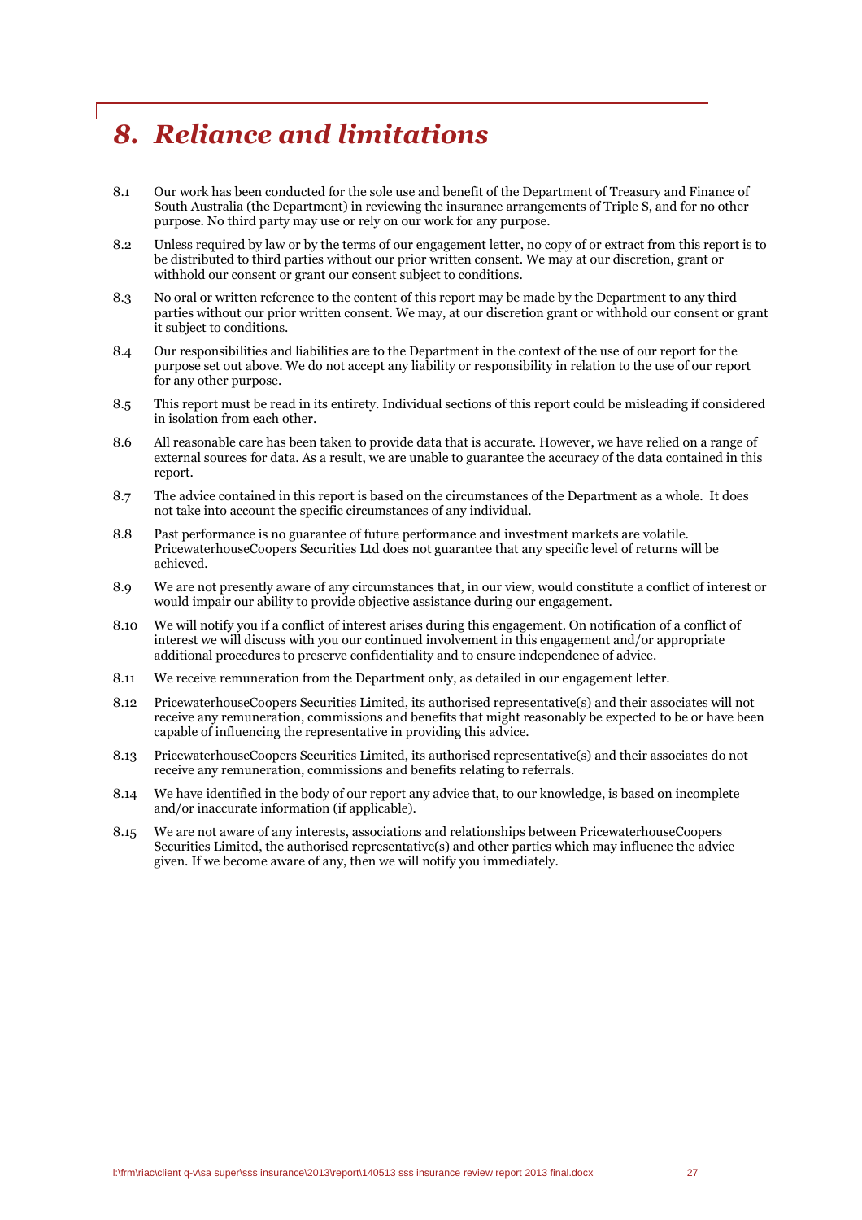# 8. Reliance and limitations

8.1 Our work has been conducted for the sole use and benefit of the Department of Treasury and Finance of South Australia (the Department) in reviewing the insurance arrangements of Triple S, and for no other purpose. No third party may use or rely on our work for any purpose.

8.2 Unless required by law or by the terms of our engagement letter, no copy of or extract from this report is to be distributed to third parties without our prior written consent. We may at our discretion, grant or withhold our consent or grant our consent subject to conditions.

8.3 No oral or written reference to the content of this report may be made by the Department to any third parties without our prior written consent. We may, at our discretion grant or withhold our consent or grant it subject to conditions.

8.4 Our responsibilities and liabilities are to the Department in the context of the use of our report for the purpose set out above. We do not accept any liability or responsibility in relation to the use of our report for any other purpose.

8.5 This report must be read in its entirety. Individual sections of this report could be misleading if considered in isolation from each other.

8.6 All reasonable care has been taken to provide data that is accurate. However, we have relied on a range of external sources for data. As a result, we are unable to guarantee the accuracy of the data contained in this report.

8.7 The advice contained in this report is based on the circumstances of the Department as a whole. It does not take into account the specific circumstances of any individual.

8.8 Past performance is no guarantee of future performance and investment markets are volatile. PricewaterhouseCoopers Securities Ltd does not guarantee that any specific level of returns will be achieved.

8.9 We are not presently aware of any circumstances that, in our view, would constitute a conflict of interest or would impair our ability to provide objective assistance during our engagement.

8.10 We will notify you if a conflict of interest arises during this engagement. On notification of a conflict of interest we will discuss with you our continued involvement in this engagement and/or appropriate additional procedures to preserve confidentiality and to ensure independence of advice.

8.11 We receive remuneration from the Department only, as detailed in our engagement letter.

8.12 PricewaterhouseCoopers Securities Limited, its authorised representative(s) and their associates will not receive any remuneration, commissions and benefits that might reasonably be expected to be or have been capable of influencing the representative in providing this advice.

8.13 PricewaterhouseCoopers Securities Limited, its authorised representative(s) and their associates do not receive any remuneration, commissions and benefits relating to referrals.

8.14 We have identified in the body of our report any advice that, to our knowledge, is based on incomplete and/or inaccurate information (if applicable).

8.15 We are not aware of any interests, associations and relationships between PricewaterhouseCoopers Securities Limited, the authorised representative(s) and other parties which may influence the advice given. If we become aware of any, then we will notify you immediately.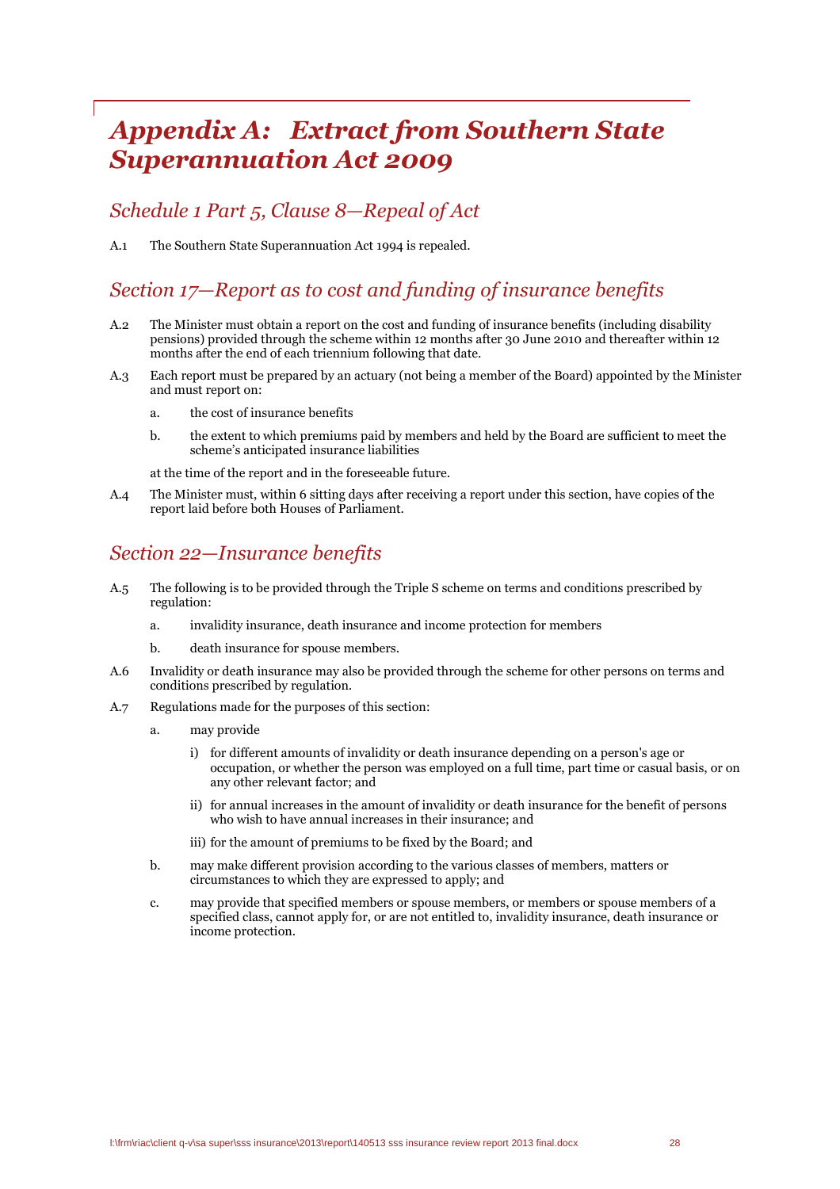# *Appendix A: Extract from Southern State Superannuation Act 2009*

## *Schedule 1 Part 5, Clause 8—Repeal of Act*

A.1 The Southern State Superannuation Act 1994 is repealed.

## *Section 17—Report as to cost and funding of insurance benefits*

A.2 The Minister must obtain a report on the cost and funding of insurance benefits (including disability pensions) provided through the scheme within 12 months after 30 June 2010 and thereafter within 12 months after the end of each triennium following that date.

A.3 Each report must be prepared by an actuary (not being a member of the Board) appointed by the Minister and must report on:

a. the cost of insurance benefits

b. the extent to which premiums paid by members and held by the Board are sufficient to meet the scheme's anticipated insurance liabilities

at the time of the report and in the foreseeable future.

A.4 The Minister must, within 6 sitting days after receiving a report under this section, have copies of the report laid before both Houses of Parliament.

## *Section 22—Insurance benefits*

A.5 The following is to be provided through the Triple S scheme on terms and conditions prescribed by regulation:

a. invalidity insurance, death insurance and income protection for members

b. death insurance for spouse members.

A.6 Invalidity or death insurance may also be provided through the scheme for other persons on terms and conditions prescribed by regulation.

A.7 Regulations made for the purposes of this section:

a. may provide

i) for different amounts of invalidity or death insurance depending on a person's age or occupation, or whether the person was employed on a full time, part time or casual basis, or on any other relevant factor; and

ii) for annual increases in the amount of invalidity or death insurance for the benefit of persons who wish to have annual increases in their insurance; and

iii) for the amount of premiums to be fixed by the Board; and

b. may make different provision according to the various classes of members, matters or circumstances to which they are expressed to apply; and

c. may provide that specified members or spouse members, or members or spouse members of a specified class, cannot apply for, or are not entitled to, invalidity insurance, death insurance or income protection.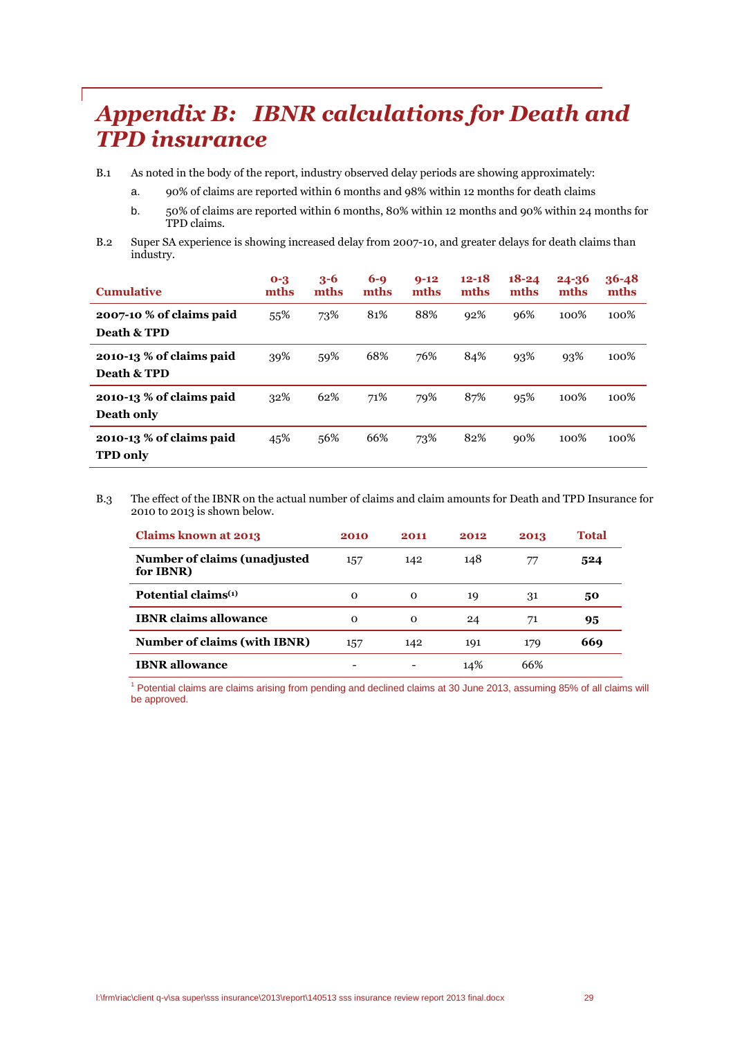# *Appendix B: IBNR calculations for Death and TPD insurance*

B.1 As noted in the body of the report, industry observed delay periods are showing approximately:

a. 90% of claims are reported within 6 months and 98% within 12 months for death claims

b. 50% of claims are reported within 6 months, 80% within 12 months and 90% within 24 months for TPD claims.

B.2 Super SA experience is showing increased delay from 2007-10, and greater delays for death claims than industry.

| Cumulative | 0-3 mths | 3-6 mths | 6-9 mths | 9-12 mths | 12-18 mths | 18-24 mths | 24-36 mths | 36-48 mths |
|---|---|---|---|---|---|---|---|---|
| **2007-10 % of claims paid Death & TPD** | 55% | 73% | 81% | 88% | 92% | 96% | 100% | 100% |
| **2010-13 % of claims paid Death & TPD** | 39% | 59% | 68% | 76% | 84% | 93% | 93% | 100% |
| **2010-13 % of claims paid Death only** | 32% | 62% | 71% | 79% | 87% | 95% | 100% | 100% |
| **2010-13 % of claims paid TPD only** | 45% | 56% | 66% | 73% | 82% | 90% | 100% | 100% |

B.3 The effect of the IBNR on the actual number of claims and claim amounts for Death and TPD Insurance for 2010 to 2013 is shown below.

| Claims known at 2013 | 2010 | 2011 | 2012 | 2013 | Total |
|---|---|---|---|---|---|
| **Number of claims (unadjusted for IBNR)** | 157 | 142 | 148 | 77 | **524** |
| **Potential claims[1]** | 0 | 0 | 19 | 31 | **50** |
| **IBNR claims allowance** | 0 | 0 | 24 | 71 | **95** |
| **Number of claims (with IBNR)** | 157 | 142 | 191 | 179 | **669** |
| **IBNR allowance** | - | - | 14% | 66% | |

[1] Potential claims are claims arising from pending and declined claims at 30 June 2013, assuming 85% of all claims will be approved.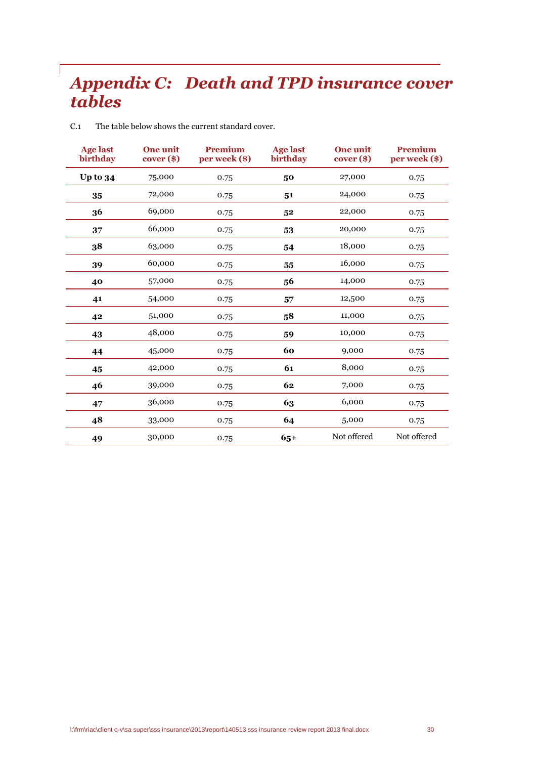# *Appendix C: Death and TPD insurance cover tables*

C.1 The table below shows the current standard cover.

| Age last birthday | One unit cover ($) | Premium per week ($) | Age last birthday | One unit cover ($) | Premium per week ($) |
|---|---|---|---|---|---|
| **Up to 34** | 75,000 | 0.75 | **50** | 27,000 | 0.75 |
| **35** | 72,000 | 0.75 | **51** | 24,000 | 0.75 |
| **36** | 69,000 | 0.75 | **52** | 22,000 | 0.75 |
| **37** | 66,000 | 0.75 | **53** | 20,000 | 0.75 |
| **38** | 63,000 | 0.75 | **54** | 18,000 | 0.75 |
| **39** | 60,000 | 0.75 | **55** | 16,000 | 0.75 |
| **40** | 57,000 | 0.75 | **56** | 14,000 | 0.75 |
| **41** | 54,000 | 0.75 | **57** | 12,500 | 0.75 |
| **42** | 51,000 | 0.75 | **58** | 11,000 | 0.75 |
| **43** | 48,000 | 0.75 | **59** | 10,000 | 0.75 |
| **44** | 45,000 | 0.75 | **60** | 9,000 | 0.75 |
| **45** | 42,000 | 0.75 | **61** | 8,000 | 0.75 |
| **46** | 39,000 | 0.75 | **62** | 7,000 | 0.75 |
| **47** | 36,000 | 0.75 | **63** | 6,000 | 0.75 |
| **48** | 33,000 | 0.75 | **64** | 5,000 | 0.75 |
| **49** | 30,000 | 0.75 | **65+** | Not offered | Not offered |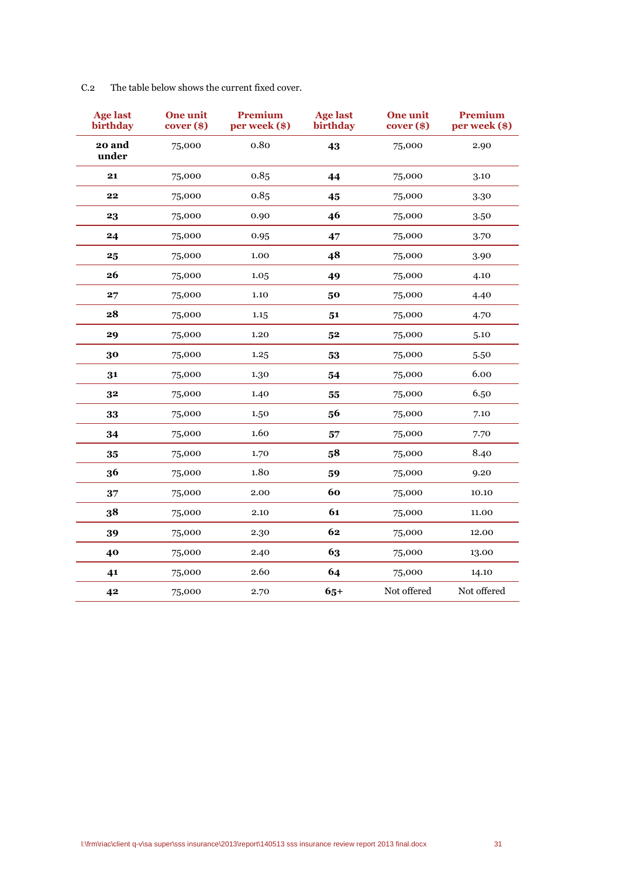C.2 The table below shows the current fixed cover.

| Age last birthday | One unit cover ($) | Premium per week ($) | Age last birthday | One unit cover ($) | Premium per week ($) |
|---|---|---|---|---|---|
| **20 and under** | 75,000 | 0.80 | **43** | 75,000 | 2.90 |
| **21** | 75,000 | 0.85 | **44** | 75,000 | 3.10 |
| **22** | 75,000 | 0.85 | **45** | 75,000 | 3.30 |
| **23** | 75,000 | 0.90 | **46** | 75,000 | 3.50 |
| **24** | 75,000 | 0.95 | **47** | 75,000 | 3.70 |
| **25** | 75,000 | 1.00 | **48** | 75,000 | 3.90 |
| **26** | 75,000 | 1.05 | **49** | 75,000 | 4.10 |
| **27** | 75,000 | 1.10 | **50** | 75,000 | 4.40 |
| **28** | 75,000 | 1.15 | **51** | 75,000 | 4.70 |
| **29** | 75,000 | 1.20 | **52** | 75,000 | 5.10 |
| **30** | 75,000 | 1.25 | **53** | 75,000 | 5.50 |
| **31** | 75,000 | 1.30 | **54** | 75,000 | 6.00 |
| **32** | 75,000 | 1.40 | **55** | 75,000 | 6.50 |
| **33** | 75,000 | 1.50 | **56** | 75,000 | 7.10 |
| **34** | 75,000 | 1.60 | **57** | 75,000 | 7.70 |
| **35** | 75,000 | 1.70 | **58** | 75,000 | 8.40 |
| **36** | 75,000 | 1.80 | **59** | 75,000 | 9.20 |
| **37** | 75,000 | 2.00 | **60** | 75,000 | 10.10 |
| **38** | 75,000 | 2.10 | **61** | 75,000 | 11.00 |
| **39** | 75,000 | 2.30 | **62** | 75,000 | 12.00 |
| **40** | 75,000 | 2.40 | **63** | 75,000 | 13.00 |
| **41** | 75,000 | 2.60 | **64** | 75,000 | 14.10 |
| **42** | 75,000 | 2.70 | **65+** | Not offered | Not offered |

l:\frm\riac\client q-v\sa super\sss insurance\2013\report\140513 sss insurance review report 2013 final.docx